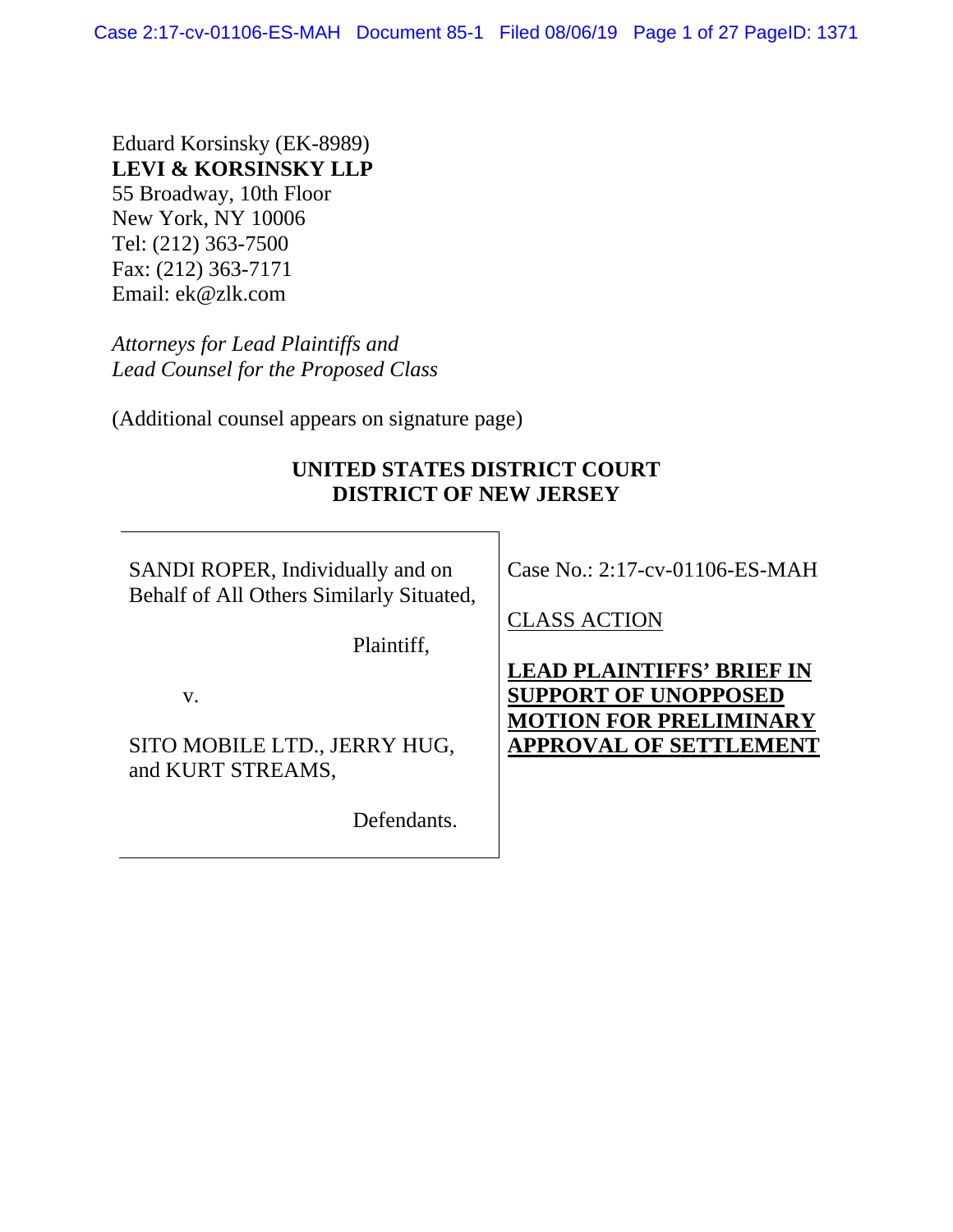Eduard Korsinsky (EK-8989)
**LEVI & KORSINSKY LLP**
55 Broadway, 10th Floor
New York, NY 10006
Tel: (212) 363-7500
Fax: (212) 363-7171
Email: ek@zlk.com

*Attorneys for Lead Plaintiffs and*
*Lead Counsel for the Proposed Class*

(Additional counsel appears on signature page)

**UNITED STATES DISTRICT COURT**
**DISTRICT OF NEW JERSEY**

| | |
|---|---|
| SANDI ROPER, Individually and on Behalf of All Others Similarly Situated,<br><br>Plaintiff,<br><br>v.<br><br>SITO MOBILE LTD., JERRY HUG, and KURT STREAMS,<br><br>Defendants. | Case No.: 2:17-cv-01106-ES-MAH<br><br>CLASS ACTION<br><br>**LEAD PLAINTIFFS' BRIEF IN SUPPORT OF UNOPPOSED MOTION FOR PRELIMINARY APPROVAL OF SETTLEMENT** |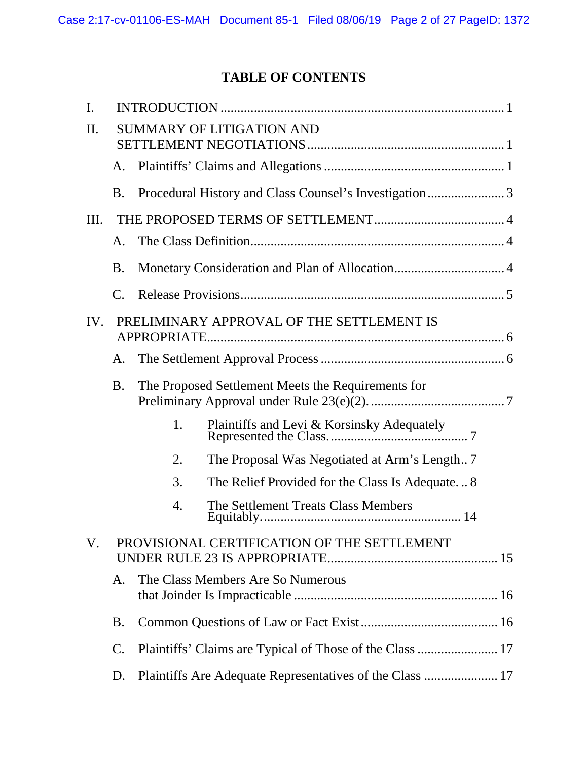# TABLE OF CONTENTS

I. INTRODUCTION ..... 1

II. SUMMARY OF LITIGATION AND SETTLEMENT NEGOTIATIONS ..... 1

- A. Plaintiffs' Claims and Allegations ..... 1
- B. Procedural History and Class Counsel's Investigation ..... 3

III. THE PROPOSED TERMS OF SETTLEMENT ..... 4

- A. The Class Definition ..... 4
- B. Monetary Consideration and Plan of Allocation ..... 4
- C. Release Provisions ..... 5

IV. PRELIMINARY APPROVAL OF THE SETTLEMENT IS APPROPRIATE ..... 6

- A. The Settlement Approval Process ..... 6
- B. The Proposed Settlement Meets the Requirements for Preliminary Approval under Rule 23(e)(2). ..... 7
  1. Plaintiffs and Levi & Korsinsky Adequately Represented the Class. ..... 7
  2. The Proposal Was Negotiated at Arm's Length.. 7
  3. The Relief Provided for the Class Is Adequate. .. 8
  4. The Settlement Treats Class Members Equitably. ..... 14

V. PROVISIONAL CERTIFICATION OF THE SETTLEMENT UNDER RULE 23 IS APPROPRIATE ..... 15

- A. The Class Members Are So Numerous that Joinder Is Impracticable ..... 16
- B. Common Questions of Law or Fact Exist ..... 16
- C. Plaintiffs' Claims are Typical of Those of the Class ..... 17
- D. Plaintiffs Are Adequate Representatives of the Class ..... 17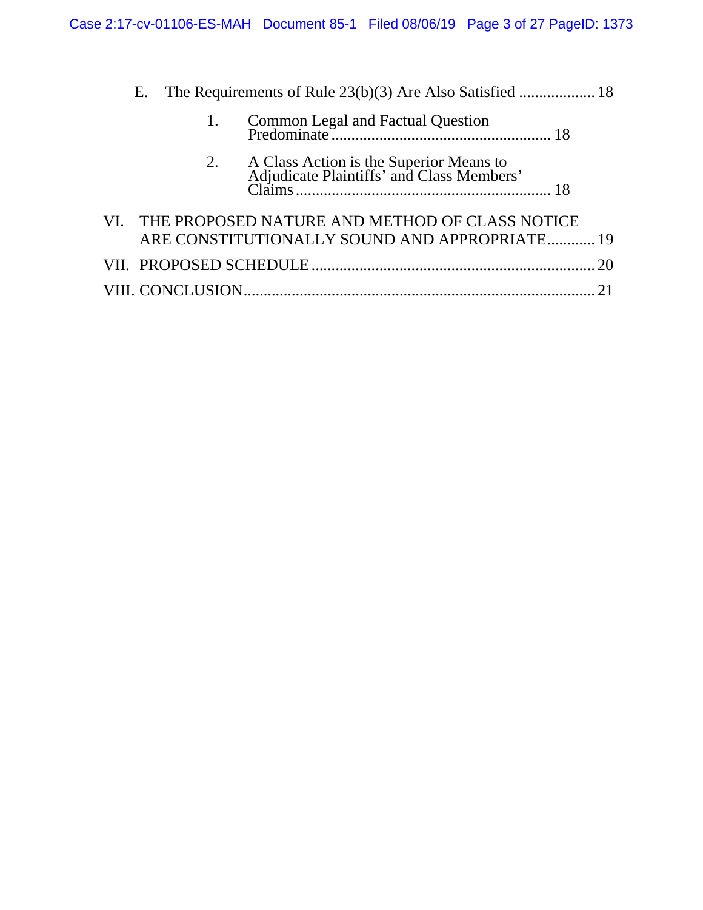E. The Requirements of Rule 23(b)(3) Are Also Satisfied ................... 18

1. Common Legal and Factual Question Predominate ....................................................... 18

2. A Class Action is the Superior Means to Adjudicate Plaintiffs' and Class Members' Claims ................................................................ 18

VI. THE PROPOSED NATURE AND METHOD OF CLASS NOTICE ARE CONSTITUTIONALLY SOUND AND APPROPRIATE ............ 19

VII. PROPOSED SCHEDULE ....................................................................... 20

VIII. CONCLUSION ........................................................................................ 21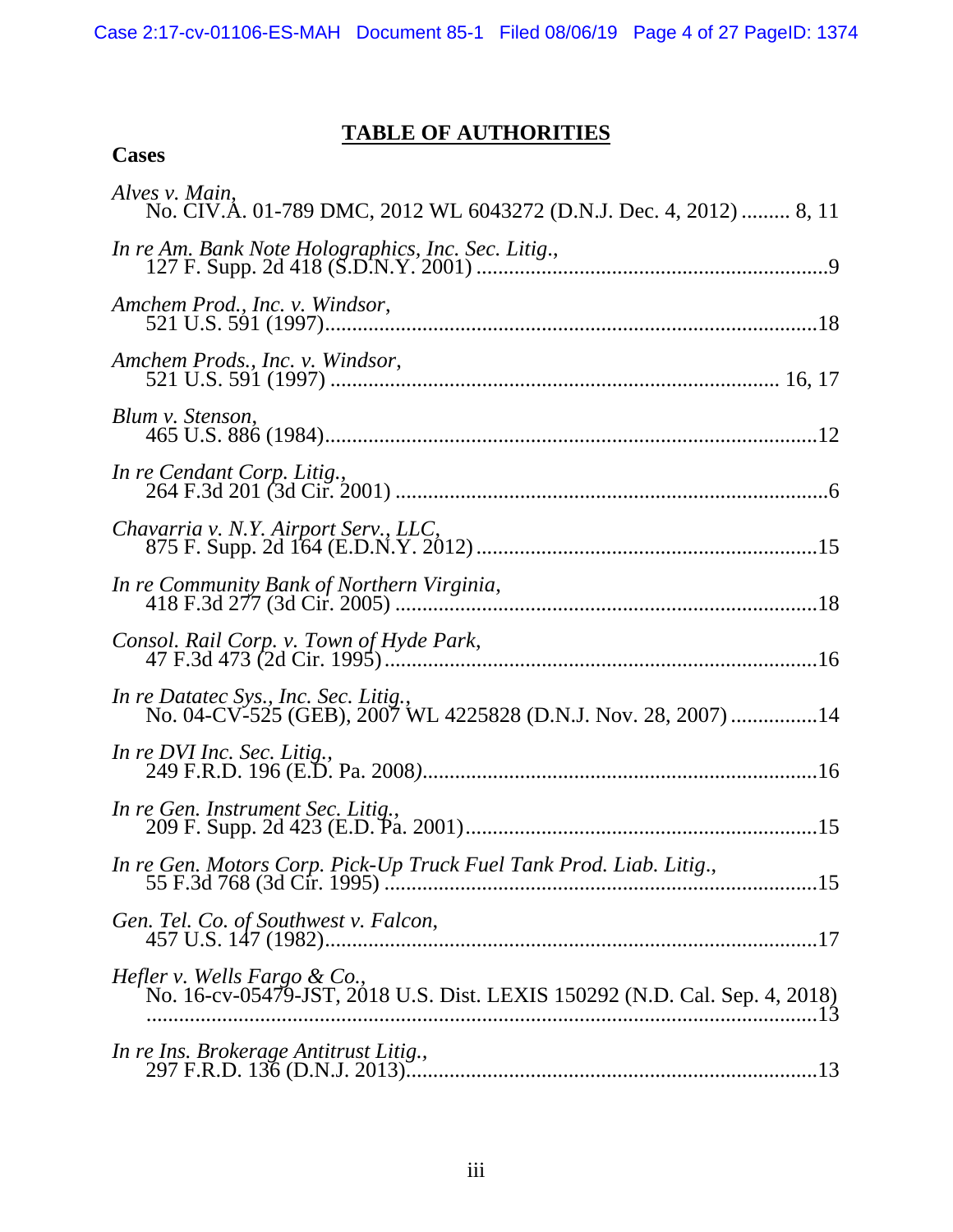# TABLE OF AUTHORITIES

**Cases**

*Alves v. Main*,
No. CIV.A. 01-789 DMC, 2012 WL 6043272 (D.N.J. Dec. 4, 2012) ......... 8, 11

*In re Am. Bank Note Holographics, Inc. Sec. Litig.*,
127 F. Supp. 2d 418 (S.D.N.Y. 2001) ...........................................................9

*Amchem Prod., Inc. v. Windsor*,
521 U.S. 591 (1997)........................................................................................18

*Amchem Prods., Inc. v. Windsor*,
521 U.S. 591 (1997) ............................................................................. 16, 17

*Blum v. Stenson*,
465 U.S. 886 (1984)........................................................................................12

*In re Cendant Corp. Litig.*,
264 F.3d 201 (3d Cir. 2001) ...........................................................................6

*Chavarria v. N.Y. Airport Serv., LLC*,
875 F. Supp. 2d 164 (E.D.N.Y. 2012)...........................................................15

*In re Community Bank of Northern Virginia*,
418 F.3d 277 (3d Cir. 2005) .........................................................................18

*Consol. Rail Corp. v. Town of Hyde Park*,
47 F.3d 473 (2d Cir. 1995)............................................................................16

*In re Datatec Sys., Inc. Sec. Litig.*,
No. 04-CV-525 (GEB), 2007 WL 4225828 (D.N.J. Nov. 28, 2007) ................14

*In re DVI Inc. Sec. Litig.*,
249 F.R.D. 196 (E.D. Pa. 2008).....................................................................16

*In re Gen. Instrument Sec. Litig.*,
209 F. Supp. 2d 423 (E.D. Pa. 2001).............................................................15

*In re Gen. Motors Corp. Pick-Up Truck Fuel Tank Prod. Liab. Litig.*,
55 F.3d 768 (3d Cir. 1995) ...........................................................................15

*Gen. Tel. Co. of Southwest v. Falcon*,
457 U.S. 147 (1982)........................................................................................17

*Hefler v. Wells Fargo & Co.*,
No. 16-cv-05479-JST, 2018 U.S. Dist. LEXIS 150292 (N.D. Cal. Sep. 4, 2018)
.......................................................................................................................13

*In re Ins. Brokerage Antitrust Litig.*,
297 F.R.D. 136 (D.N.J. 2013).........................................................................13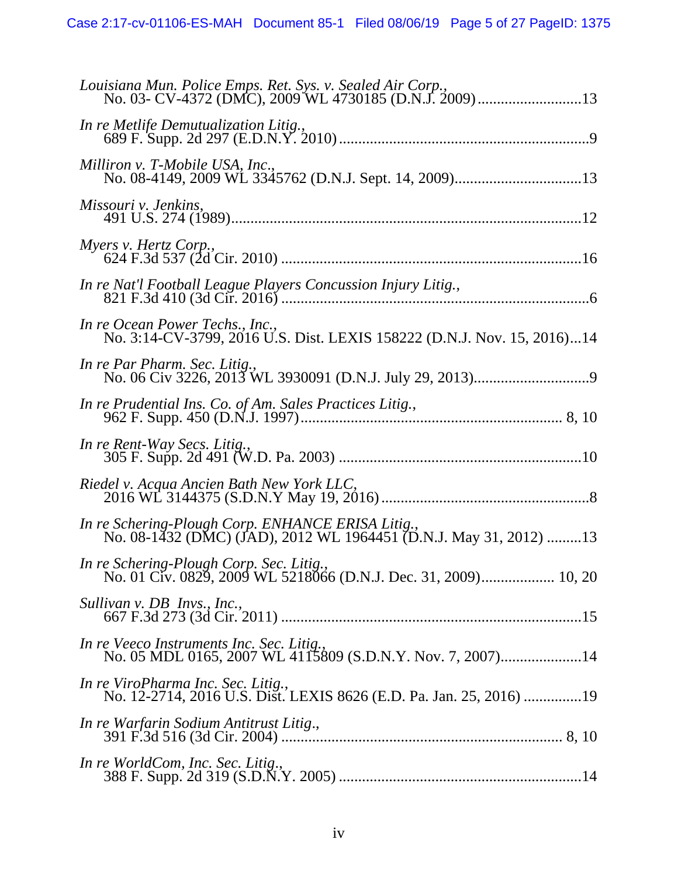*Louisiana Mun. Police Emps. Ret. Sys. v. Sealed Air Corp.*,
No. 03- CV-4372 (DMC), 2009 WL 4730185 (D.N.J. 2009) ..........................13

*In re Metlife Demutualization Litig.*,
689 F. Supp. 2d 297 (E.D.N.Y. 2010) ..............................................................9

*Milliron v. T-Mobile USA, Inc.*,
No. 08-4149, 2009 WL 3345762 (D.N.J. Sept. 14, 2009)................................13

*Missouri v. Jenkins*,
491 U.S. 274 (1989)........................................................................................12

*Myers v. Hertz Corp.*,
624 F.3d 537 (2d Cir. 2010) ............................................................................16

*In re Nat'l Football League Players Concussion Injury Litig.*,
821 F.3d 410 (3d Cir. 2016) ..............................................................................6

*In re Ocean Power Techs., Inc.*,
No. 3:14-CV-3799, 2016 U.S. Dist. LEXIS 158222 (D.N.J. Nov. 15, 2016)...14

*In re Par Pharm. Sec. Litig.*,
No. 06 Civ 3226, 2013 WL 3930091 (D.N.J. July 29, 2013).............................9

*In re Prudential Ins. Co. of Am. Sales Practices Litig.*,
962 F. Supp. 450 (D.N.J. 1997)................................................................. 8, 10

*In re Rent-Way Secs. Litig.*,
305 F. Supp. 2d 491 (W.D. Pa. 2003) ..............................................................10

*Riedel v. Acqua Ancien Bath New York LLC*,
2016 WL 3144375 (S.D.N.Y May 19, 2016) .....................................................8

*In re Schering-Plough Corp. ENHANCE ERISA Litig.*,
No. 08-1432 (DMC) (JAD), 2012 WL 1964451 (D.N.J. May 31, 2012) .........13

*In re Schering-Plough Corp. Sec. Litig.*,
No. 01 Civ. 0829, 2009 WL 5218066 (D.N.J. Dec. 31, 2009).................. 10, 20

*Sullivan v. DB Invs., Inc.*,
667 F.3d 273 (3d Cir. 2011) ............................................................................15

*In re Veeco Instruments Inc. Sec. Litig.*,
No. 05 MDL 0165, 2007 WL 4115809 (S.D.N.Y. Nov. 7, 2007)....................14

*In re ViroPharma Inc. Sec. Litig.*,
No. 12-2714, 2016 U.S. Dist. LEXIS 8626 (E.D. Pa. Jan. 25, 2016) ...............19

*In re Warfarin Sodium Antitrust Litig.*,
391 F.3d 516 (3d Cir. 2004) ...................................................................... 8, 10

*In re WorldCom, Inc. Sec. Litig.*,
388 F. Supp. 2d 319 (S.D.N.Y. 2005) .............................................................14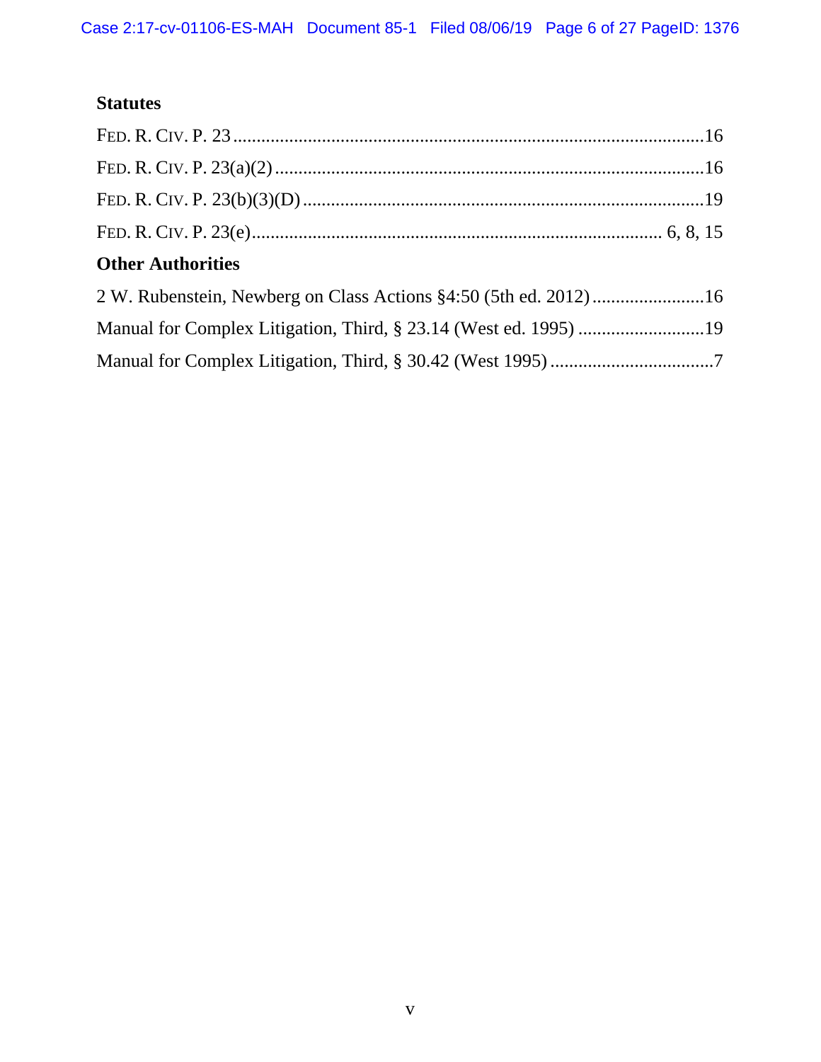### Statutes

FED. R. CIV. P. 23 .......................................................................................................16

FED. R. CIV. P. 23(a)(2) ..............................................................................................16

FED. R. CIV. P. 23(b)(3)(D) .........................................................................................19

FED. R. CIV. P. 23(e)........................................................................................ 6, 8, 15

### Other Authorities

2 W. Rubenstein, Newberg on Class Actions §4:50 (5th ed. 2012) ........................16

Manual for Complex Litigation, Third, § 23.14 (West ed. 1995) ...........................19

Manual for Complex Litigation, Third, § 30.42 (West 1995) ...................................7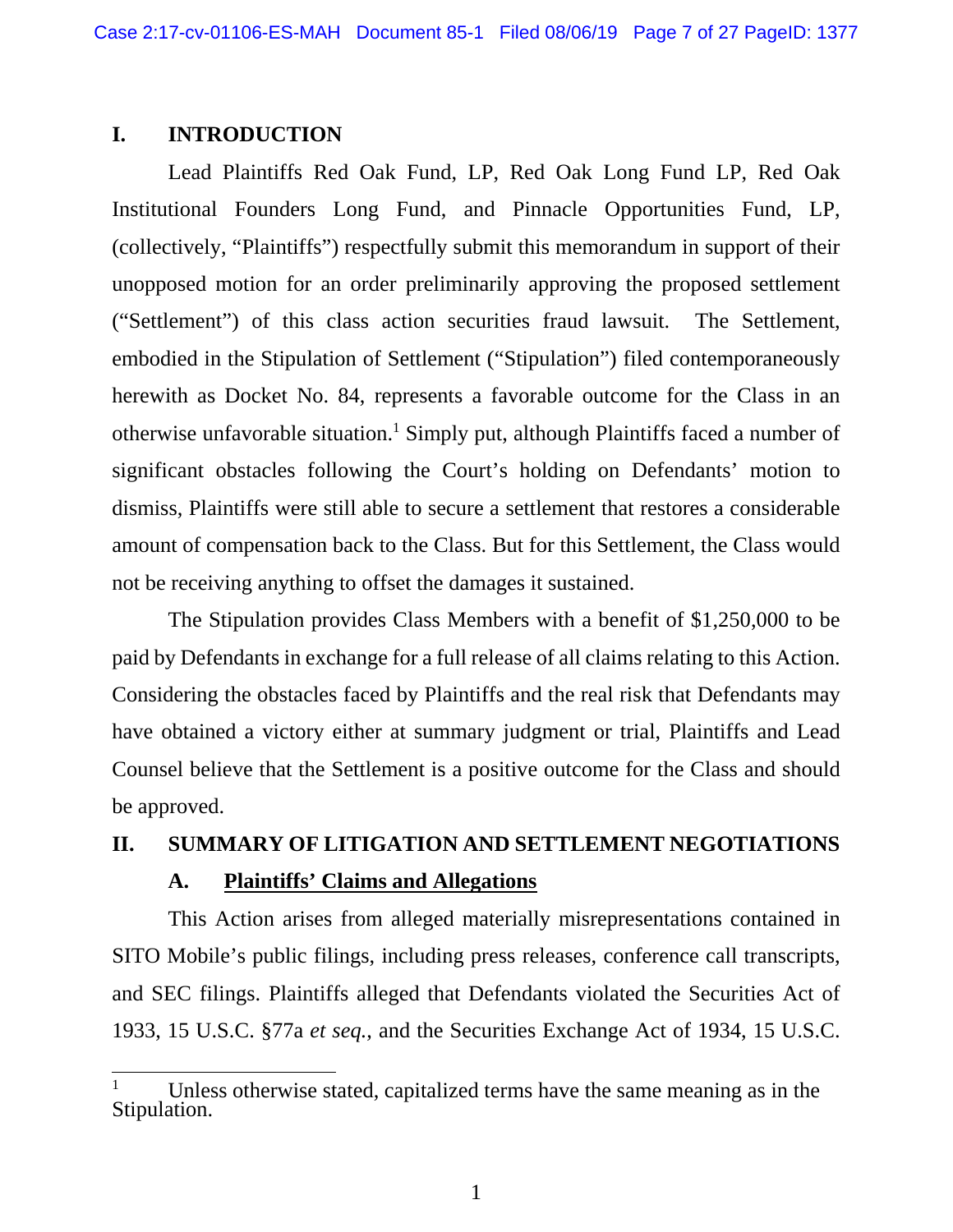## I. INTRODUCTION

Lead Plaintiffs Red Oak Fund, LP, Red Oak Long Fund LP, Red Oak Institutional Founders Long Fund, and Pinnacle Opportunities Fund, LP, (collectively, "Plaintiffs") respectfully submit this memorandum in support of their unopposed motion for an order preliminarily approving the proposed settlement ("Settlement") of this class action securities fraud lawsuit. The Settlement, embodied in the Stipulation of Settlement ("Stipulation") filed contemporaneously herewith as Docket No. 84, represents a favorable outcome for the Class in an otherwise unfavorable situation.[1] Simply put, although Plaintiffs faced a number of significant obstacles following the Court's holding on Defendants' motion to dismiss, Plaintiffs were still able to secure a settlement that restores a considerable amount of compensation back to the Class. But for this Settlement, the Class would not be receiving anything to offset the damages it sustained.

The Stipulation provides Class Members with a benefit of $1,250,000 to be paid by Defendants in exchange for a full release of all claims relating to this Action. Considering the obstacles faced by Plaintiffs and the real risk that Defendants may have obtained a victory either at summary judgment or trial, Plaintiffs and Lead Counsel believe that the Settlement is a positive outcome for the Class and should be approved.

## II. SUMMARY OF LITIGATION AND SETTLEMENT NEGOTIATIONS

### A. Plaintiffs' Claims and Allegations

This Action arises from alleged materially misrepresentations contained in SITO Mobile's public filings, including press releases, conference call transcripts, and SEC filings. Plaintiffs alleged that Defendants violated the Securities Act of 1933, 15 U.S.C. §77a *et seq.*, and the Securities Exchange Act of 1934, 15 U.S.C.

---

[1] Unless otherwise stated, capitalized terms have the same meaning as in the Stipulation.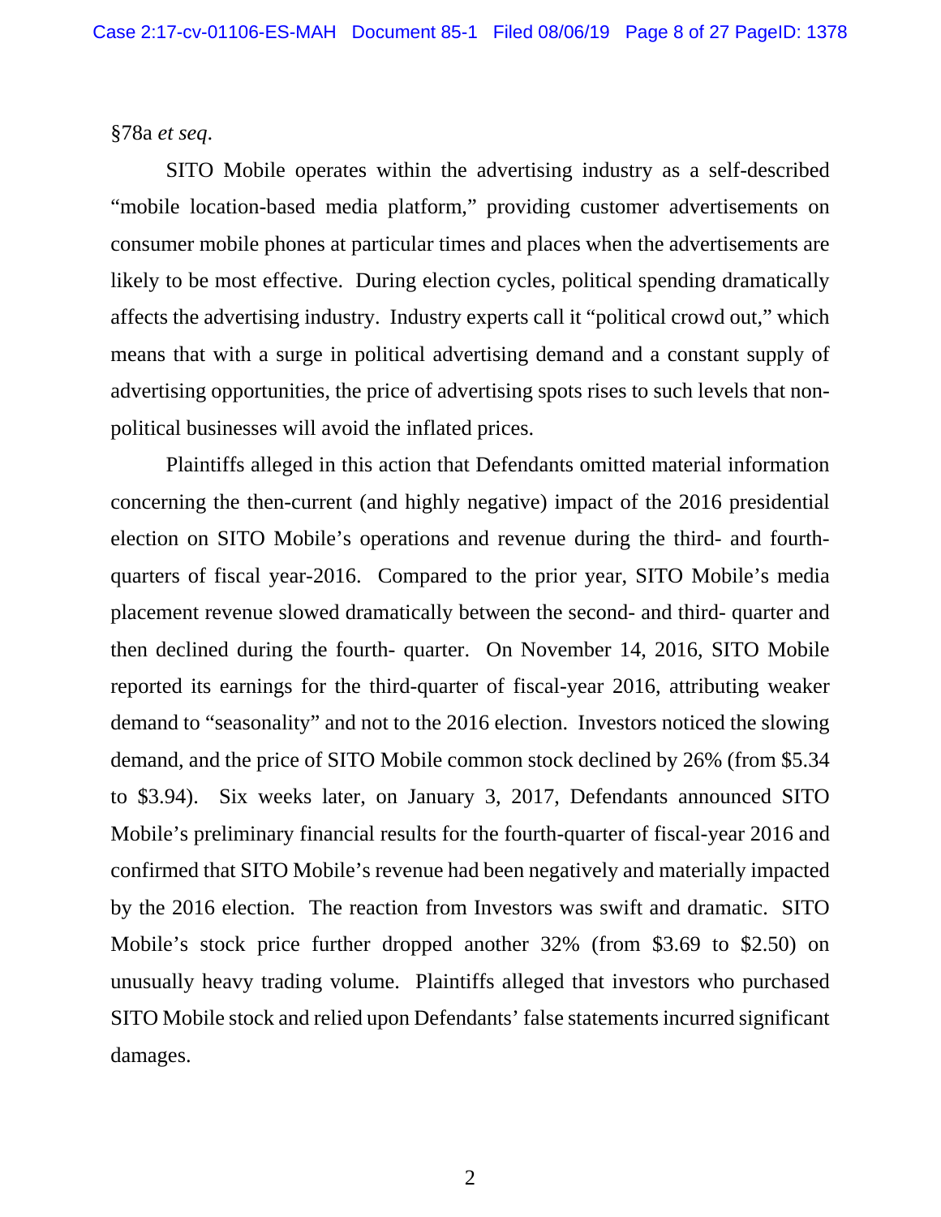§78a *et seq*.

SITO Mobile operates within the advertising industry as a self-described "mobile location-based media platform," providing customer advertisements on consumer mobile phones at particular times and places when the advertisements are likely to be most effective. During election cycles, political spending dramatically affects the advertising industry. Industry experts call it "political crowd out," which means that with a surge in political advertising demand and a constant supply of advertising opportunities, the price of advertising spots rises to such levels that non-political businesses will avoid the inflated prices.

Plaintiffs alleged in this action that Defendants omitted material information concerning the then-current (and highly negative) impact of the 2016 presidential election on SITO Mobile's operations and revenue during the third- and fourth-quarters of fiscal year-2016. Compared to the prior year, SITO Mobile's media placement revenue slowed dramatically between the second- and third- quarter and then declined during the fourth- quarter. On November 14, 2016, SITO Mobile reported its earnings for the third-quarter of fiscal-year 2016, attributing weaker demand to "seasonality" and not to the 2016 election. Investors noticed the slowing demand, and the price of SITO Mobile common stock declined by 26% (from $5.34 to $3.94). Six weeks later, on January 3, 2017, Defendants announced SITO Mobile's preliminary financial results for the fourth-quarter of fiscal-year 2016 and confirmed that SITO Mobile's revenue had been negatively and materially impacted by the 2016 election. The reaction from Investors was swift and dramatic. SITO Mobile's stock price further dropped another 32% (from $3.69 to $2.50) on unusually heavy trading volume. Plaintiffs alleged that investors who purchased SITO Mobile stock and relied upon Defendants' false statements incurred significant damages.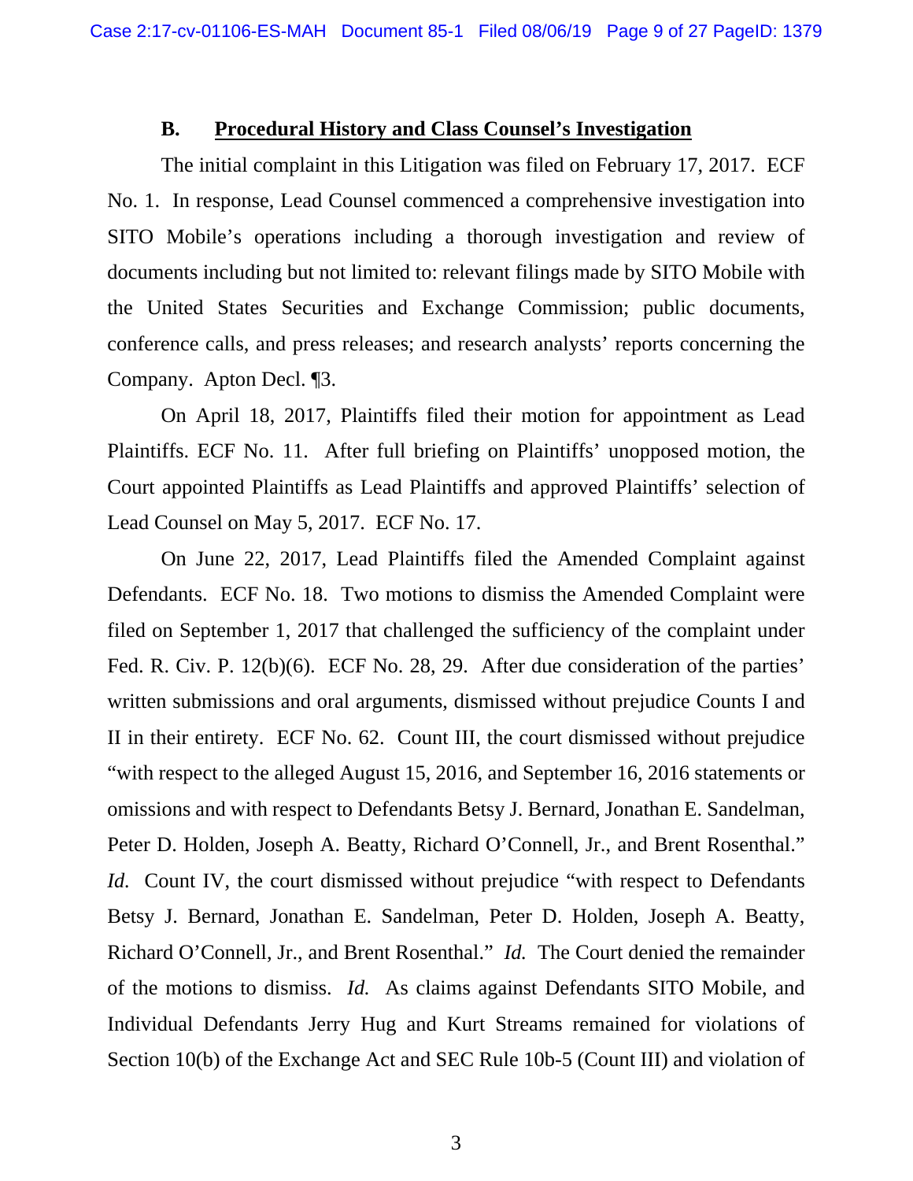### B. Procedural History and Class Counsel's Investigation

The initial complaint in this Litigation was filed on February 17, 2017. ECF No. 1. In response, Lead Counsel commenced a comprehensive investigation into SITO Mobile's operations including a thorough investigation and review of documents including but not limited to: relevant filings made by SITO Mobile with the United States Securities and Exchange Commission; public documents, conference calls, and press releases; and research analysts' reports concerning the Company. Apton Decl. ¶3.

On April 18, 2017, Plaintiffs filed their motion for appointment as Lead Plaintiffs. ECF No. 11. After full briefing on Plaintiffs' unopposed motion, the Court appointed Plaintiffs as Lead Plaintiffs and approved Plaintiffs' selection of Lead Counsel on May 5, 2017. ECF No. 17.

On June 22, 2017, Lead Plaintiffs filed the Amended Complaint against Defendants. ECF No. 18. Two motions to dismiss the Amended Complaint were filed on September 1, 2017 that challenged the sufficiency of the complaint under Fed. R. Civ. P. 12(b)(6). ECF No. 28, 29. After due consideration of the parties' written submissions and oral arguments, dismissed without prejudice Counts I and II in their entirety. ECF No. 62. Count III, the court dismissed without prejudice "with respect to the alleged August 15, 2016, and September 16, 2016 statements or omissions and with respect to Defendants Betsy J. Bernard, Jonathan E. Sandelman, Peter D. Holden, Joseph A. Beatty, Richard O'Connell, Jr., and Brent Rosenthal." *Id.* Count IV, the court dismissed without prejudice "with respect to Defendants Betsy J. Bernard, Jonathan E. Sandelman, Peter D. Holden, Joseph A. Beatty, Richard O'Connell, Jr., and Brent Rosenthal." *Id.* The Court denied the remainder of the motions to dismiss. *Id.* As claims against Defendants SITO Mobile, and Individual Defendants Jerry Hug and Kurt Streams remained for violations of Section 10(b) of the Exchange Act and SEC Rule 10b-5 (Count III) and violation of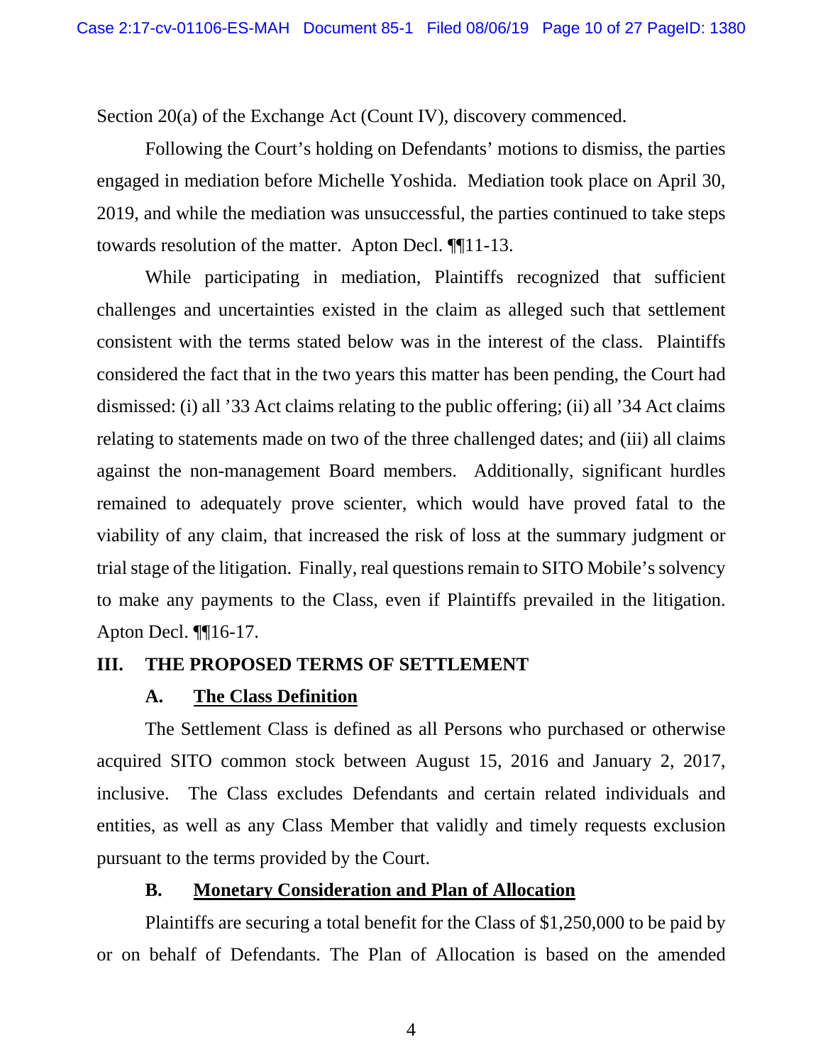Section 20(a) of the Exchange Act (Count IV), discovery commenced.

Following the Court's holding on Defendants' motions to dismiss, the parties engaged in mediation before Michelle Yoshida. Mediation took place on April 30, 2019, and while the mediation was unsuccessful, the parties continued to take steps towards resolution of the matter. Apton Decl. ¶¶11-13.

While participating in mediation, Plaintiffs recognized that sufficient challenges and uncertainties existed in the claim as alleged such that settlement consistent with the terms stated below was in the interest of the class. Plaintiffs considered the fact that in the two years this matter has been pending, the Court had dismissed: (i) all '33 Act claims relating to the public offering; (ii) all '34 Act claims relating to statements made on two of the three challenged dates; and (iii) all claims against the non-management Board members. Additionally, significant hurdles remained to adequately prove scienter, which would have proved fatal to the viability of any claim, that increased the risk of loss at the summary judgment or trial stage of the litigation. Finally, real questions remain to SITO Mobile's solvency to make any payments to the Class, even if Plaintiffs prevailed in the litigation. Apton Decl. ¶¶16-17.

## III. THE PROPOSED TERMS OF SETTLEMENT

### A. The Class Definition

The Settlement Class is defined as all Persons who purchased or otherwise acquired SITO common stock between August 15, 2016 and January 2, 2017, inclusive. The Class excludes Defendants and certain related individuals and entities, as well as any Class Member that validly and timely requests exclusion pursuant to the terms provided by the Court.

### B. Monetary Consideration and Plan of Allocation

Plaintiffs are securing a total benefit for the Class of $1,250,000 to be paid by or on behalf of Defendants. The Plan of Allocation is based on the amended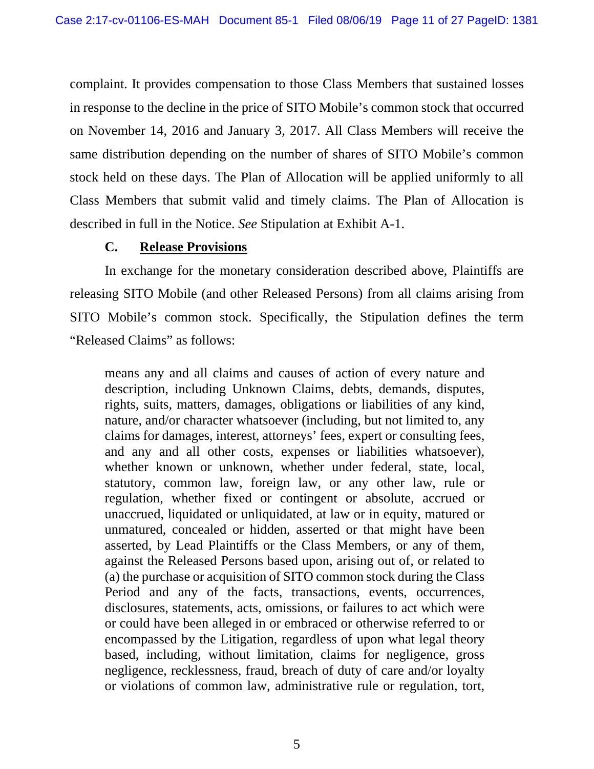complaint. It provides compensation to those Class Members that sustained losses in response to the decline in the price of SITO Mobile's common stock that occurred on November 14, 2016 and January 3, 2017. All Class Members will receive the same distribution depending on the number of shares of SITO Mobile's common stock held on these days. The Plan of Allocation will be applied uniformly to all Class Members that submit valid and timely claims. The Plan of Allocation is described in full in the Notice. *See* Stipulation at Exhibit A-1.

### C. Release Provisions

In exchange for the monetary consideration described above, Plaintiffs are releasing SITO Mobile (and other Released Persons) from all claims arising from SITO Mobile's common stock. Specifically, the Stipulation defines the term "Released Claims" as follows:

> means any and all claims and causes of action of every nature and description, including Unknown Claims, debts, demands, disputes, rights, suits, matters, damages, obligations or liabilities of any kind, nature, and/or character whatsoever (including, but not limited to, any claims for damages, interest, attorneys' fees, expert or consulting fees, and any and all other costs, expenses or liabilities whatsoever), whether known or unknown, whether under federal, state, local, statutory, common law, foreign law, or any other law, rule or regulation, whether fixed or contingent or absolute, accrued or unaccrued, liquidated or unliquidated, at law or in equity, matured or unmatured, concealed or hidden, asserted or that might have been asserted, by Lead Plaintiffs or the Class Members, or any of them, against the Released Persons based upon, arising out of, or related to (a) the purchase or acquisition of SITO common stock during the Class Period and any of the facts, transactions, events, occurrences, disclosures, statements, acts, omissions, or failures to act which were or could have been alleged in or embraced or otherwise referred to or encompassed by the Litigation, regardless of upon what legal theory based, including, without limitation, claims for negligence, gross negligence, recklessness, fraud, breach of duty of care and/or loyalty or violations of common law, administrative rule or regulation, tort,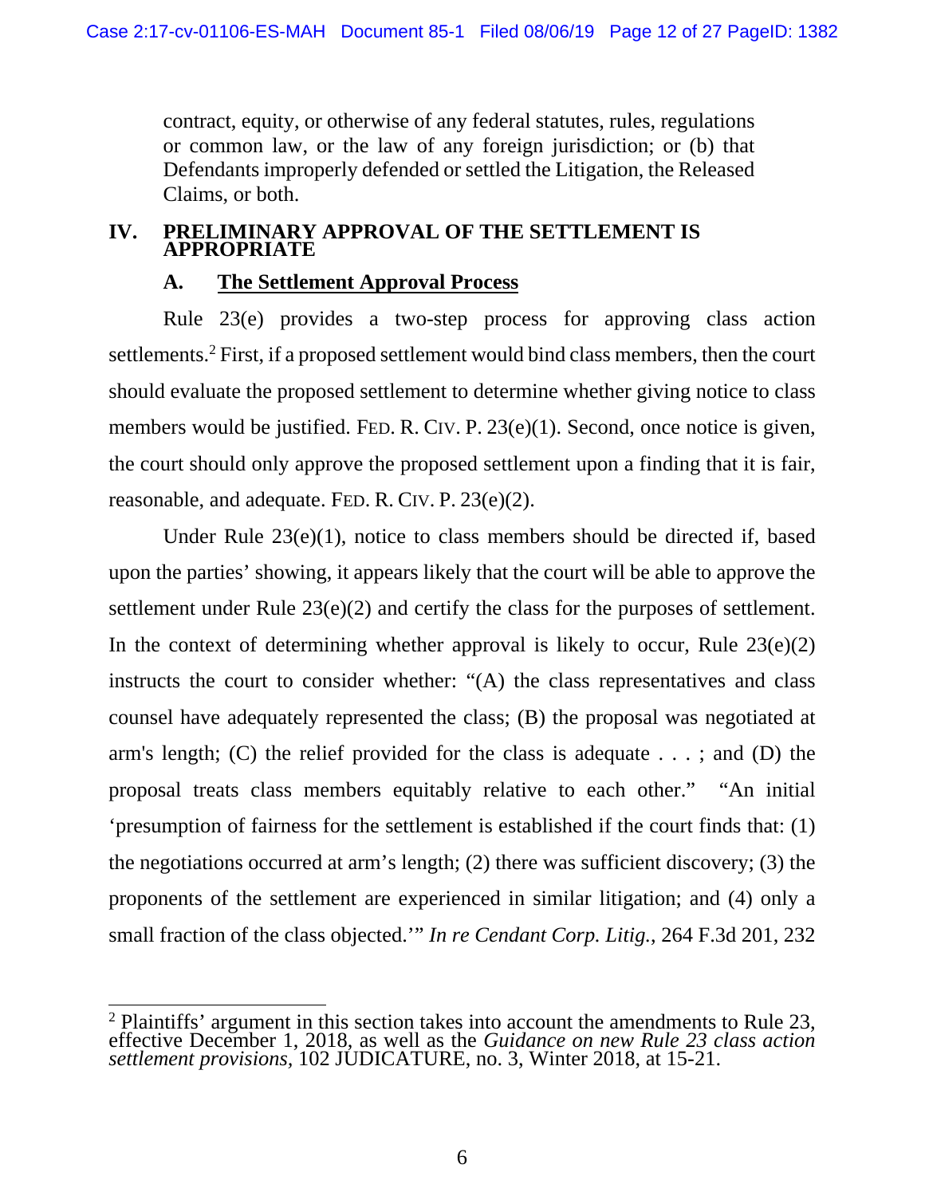contract, equity, or otherwise of any federal statutes, rules, regulations or common law, or the law of any foreign jurisdiction; or (b) that Defendants improperly defended or settled the Litigation, the Released Claims, or both.

## IV. PRELIMINARY APPROVAL OF THE SETTLEMENT IS APPROPRIATE

### A. The Settlement Approval Process

Rule 23(e) provides a two-step process for approving class action settlements.[2] First, if a proposed settlement would bind class members, then the court should evaluate the proposed settlement to determine whether giving notice to class members would be justified. FED. R. CIV. P. 23(e)(1). Second, once notice is given, the court should only approve the proposed settlement upon a finding that it is fair, reasonable, and adequate. FED. R. CIV. P. 23(e)(2).

Under Rule 23(e)(1), notice to class members should be directed if, based upon the parties' showing, it appears likely that the court will be able to approve the settlement under Rule 23(e)(2) and certify the class for the purposes of settlement. In the context of determining whether approval is likely to occur, Rule 23(e)(2) instructs the court to consider whether: "(A) the class representatives and class counsel have adequately represented the class; (B) the proposal was negotiated at arm's length; (C) the relief provided for the class is adequate . . . ; and (D) the proposal treats class members equitably relative to each other." "An initial 'presumption of fairness for the settlement is established if the court finds that: (1) the negotiations occurred at arm's length; (2) there was sufficient discovery; (3) the proponents of the settlement are experienced in similar litigation; and (4) only a small fraction of the class objected.'" *In re Cendant Corp. Litig.*, 264 F.3d 201, 232

---

[2] Plaintiffs' argument in this section takes into account the amendments to Rule 23, effective December 1, 2018, as well as the *Guidance on new Rule 23 class action settlement provisions*, 102 JUDICATURE, no. 3, Winter 2018, at 15-21.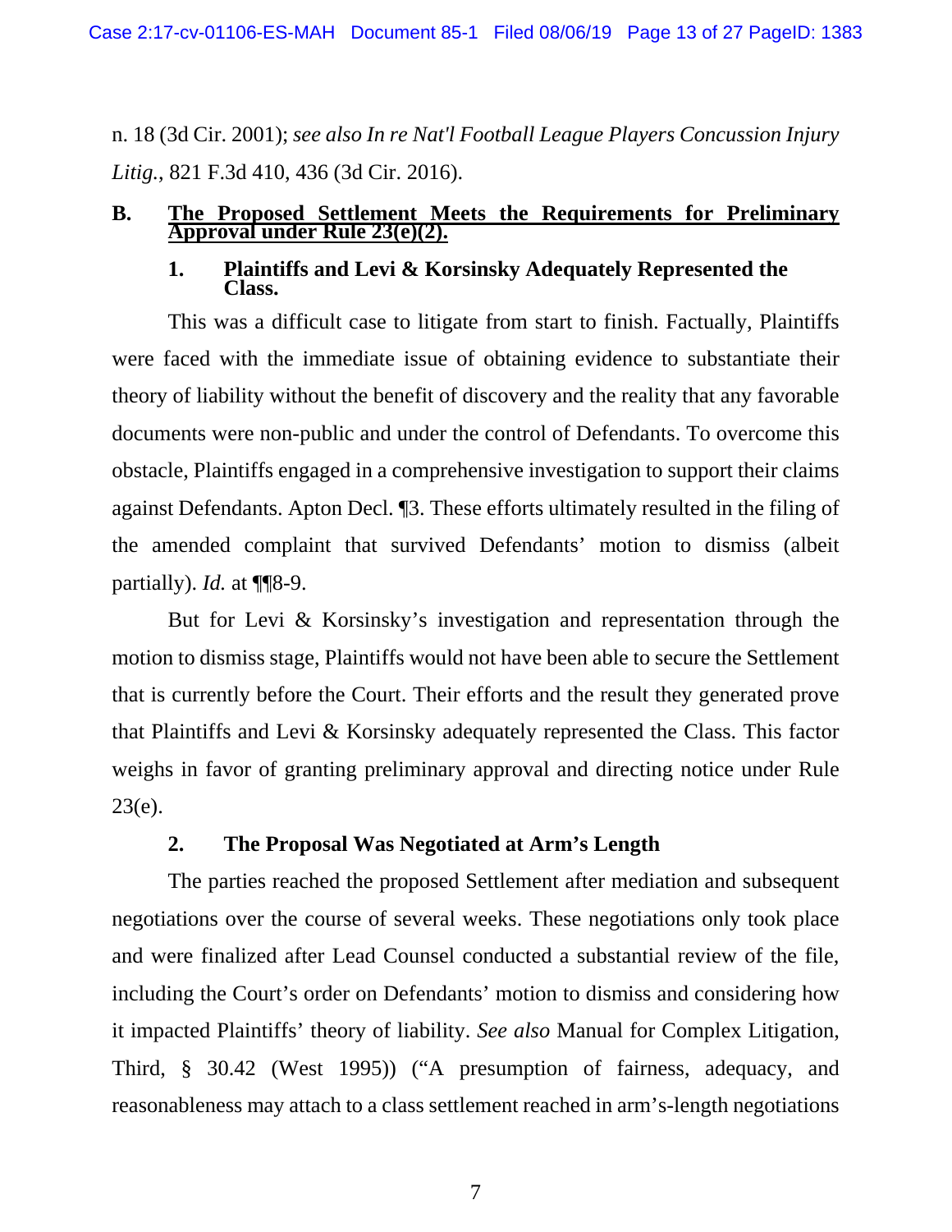n. 18 (3d Cir. 2001); *see also In re Nat'l Football League Players Concussion Injury Litig.*, 821 F.3d 410, 436 (3d Cir. 2016).

### B. The Proposed Settlement Meets the Requirements for Preliminary Approval under Rule 23(e)(2).

#### 1. Plaintiffs and Levi & Korsinsky Adequately Represented the Class.

This was a difficult case to litigate from start to finish. Factually, Plaintiffs were faced with the immediate issue of obtaining evidence to substantiate their theory of liability without the benefit of discovery and the reality that any favorable documents were non-public and under the control of Defendants. To overcome this obstacle, Plaintiffs engaged in a comprehensive investigation to support their claims against Defendants. Apton Decl. ¶3. These efforts ultimately resulted in the filing of the amended complaint that survived Defendants' motion to dismiss (albeit partially). *Id.* at ¶¶8-9.

But for Levi & Korsinsky's investigation and representation through the motion to dismiss stage, Plaintiffs would not have been able to secure the Settlement that is currently before the Court. Their efforts and the result they generated prove that Plaintiffs and Levi & Korsinsky adequately represented the Class. This factor weighs in favor of granting preliminary approval and directing notice under Rule 23(e).

#### 2. The Proposal Was Negotiated at Arm's Length

The parties reached the proposed Settlement after mediation and subsequent negotiations over the course of several weeks. These negotiations only took place and were finalized after Lead Counsel conducted a substantial review of the file, including the Court's order on Defendants' motion to dismiss and considering how it impacted Plaintiffs' theory of liability. *See also* Manual for Complex Litigation, Third, § 30.42 (West 1995)) ("A presumption of fairness, adequacy, and reasonableness may attach to a class settlement reached in arm's-length negotiations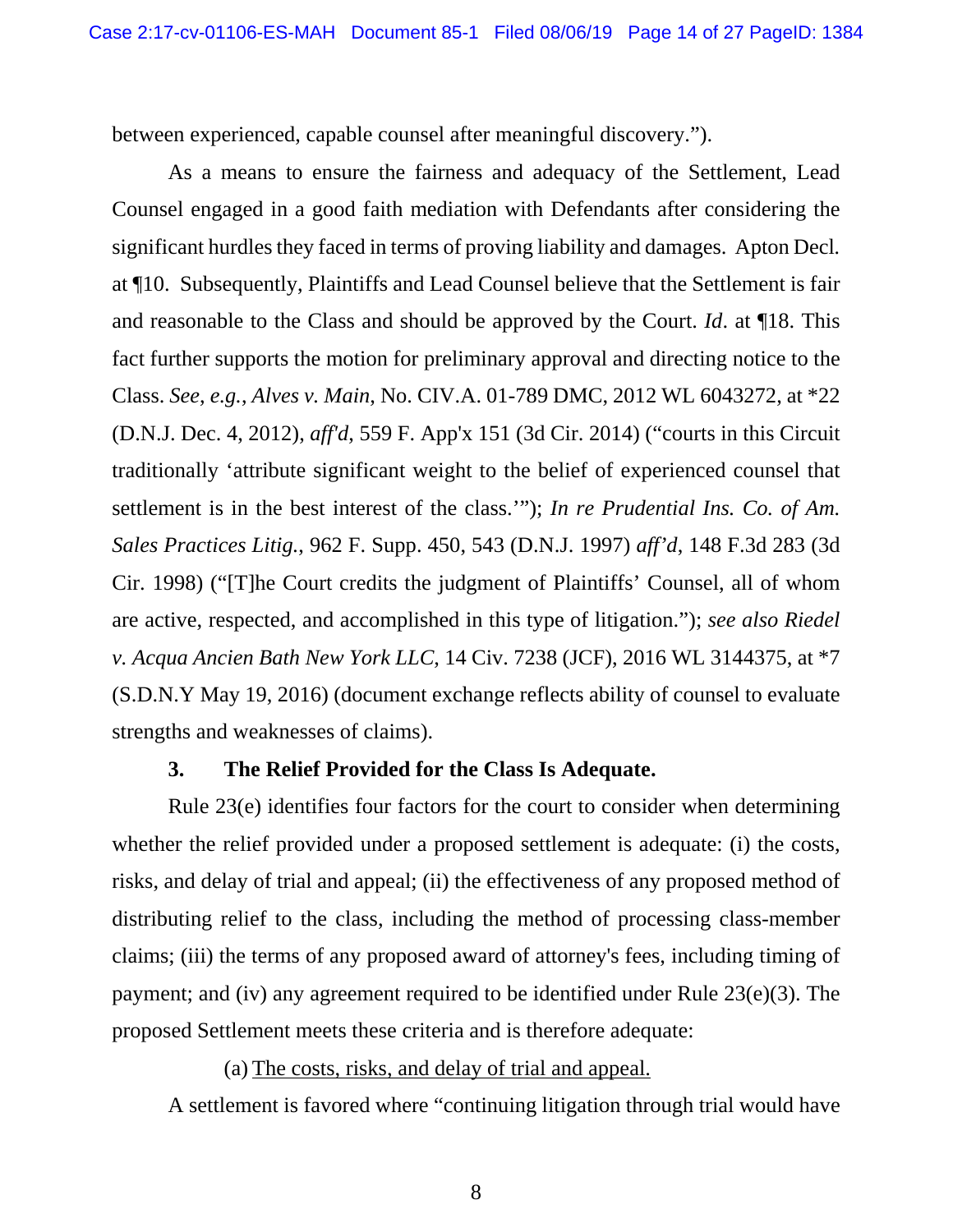between experienced, capable counsel after meaningful discovery.").

As a means to ensure the fairness and adequacy of the Settlement, Lead Counsel engaged in a good faith mediation with Defendants after considering the significant hurdles they faced in terms of proving liability and damages. Apton Decl. at ¶10. Subsequently, Plaintiffs and Lead Counsel believe that the Settlement is fair and reasonable to the Class and should be approved by the Court. *Id*. at ¶18. This fact further supports the motion for preliminary approval and directing notice to the Class. *See, e.g., Alves v. Main*, No. CIV.A. 01-789 DMC, 2012 WL 6043272, at *22 (D.N.J. Dec. 4, 2012), *aff'd*, 559 F. App'x 151 (3d Cir. 2014) ("courts in this Circuit traditionally 'attribute significant weight to the belief of experienced counsel that settlement is in the best interest of the class.'"); *In re Prudential Ins. Co. of Am. Sales Practices Litig.*, 962 F. Supp. 450, 543 (D.N.J. 1997) *aff'd*, 148 F.3d 283 (3d Cir. 1998) ("[T]he Court credits the judgment of Plaintiffs' Counsel, all of whom are active, respected, and accomplished in this type of litigation."); *see also Riedel v. Acqua Ancien Bath New York LLC*, 14 Civ. 7238 (JCF), 2016 WL 3144375, at *7 (S.D.N.Y May 19, 2016) (document exchange reflects ability of counsel to evaluate strengths and weaknesses of claims).

### 3. The Relief Provided for the Class Is Adequate.

Rule 23(e) identifies four factors for the court to consider when determining whether the relief provided under a proposed settlement is adequate: (i) the costs, risks, and delay of trial and appeal; (ii) the effectiveness of any proposed method of distributing relief to the class, including the method of processing class-member claims; (iii) the terms of any proposed award of attorney's fees, including timing of payment; and (iv) any agreement required to be identified under Rule 23(e)(3). The proposed Settlement meets these criteria and is therefore adequate:

(a) <u>The costs, risks, and delay of trial and appeal.</u>

A settlement is favored where "continuing litigation through trial would have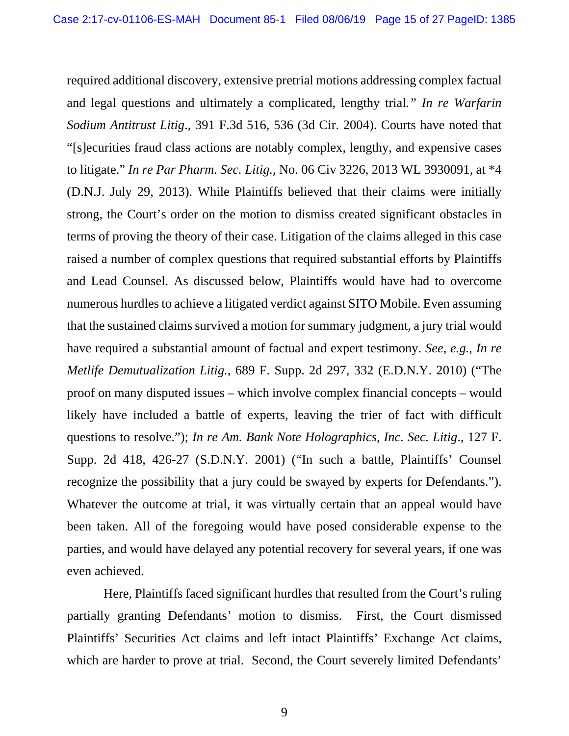required additional discovery, extensive pretrial motions addressing complex factual and legal questions and ultimately a complicated, lengthy trial." *In re Warfarin Sodium Antitrust Litig*., 391 F.3d 516, 536 (3d Cir. 2004). Courts have noted that "[s]ecurities fraud class actions are notably complex, lengthy, and expensive cases to litigate." *In re Par Pharm. Sec. Litig.*, No. 06 Civ 3226, 2013 WL 3930091, at *4 (D.N.J. July 29, 2013). While Plaintiffs believed that their claims were initially strong, the Court's order on the motion to dismiss created significant obstacles in terms of proving the theory of their case. Litigation of the claims alleged in this case raised a number of complex questions that required substantial efforts by Plaintiffs and Lead Counsel. As discussed below, Plaintiffs would have had to overcome numerous hurdles to achieve a litigated verdict against SITO Mobile. Even assuming that the sustained claims survived a motion for summary judgment, a jury trial would have required a substantial amount of factual and expert testimony. *See, e.g., In re Metlife Demutualization Litig.*, 689 F. Supp. 2d 297, 332 (E.D.N.Y. 2010) ("The proof on many disputed issues – which involve complex financial concepts – would likely have included a battle of experts, leaving the trier of fact with difficult questions to resolve."); *In re Am. Bank Note Holographics, Inc. Sec. Litig*., 127 F. Supp. 2d 418, 426-27 (S.D.N.Y. 2001) ("In such a battle, Plaintiffs' Counsel recognize the possibility that a jury could be swayed by experts for Defendants."). Whatever the outcome at trial, it was virtually certain that an appeal would have been taken. All of the foregoing would have posed considerable expense to the parties, and would have delayed any potential recovery for several years, if one was even achieved.

Here, Plaintiffs faced significant hurdles that resulted from the Court's ruling partially granting Defendants' motion to dismiss. First, the Court dismissed Plaintiffs' Securities Act claims and left intact Plaintiffs' Exchange Act claims, which are harder to prove at trial. Second, the Court severely limited Defendants'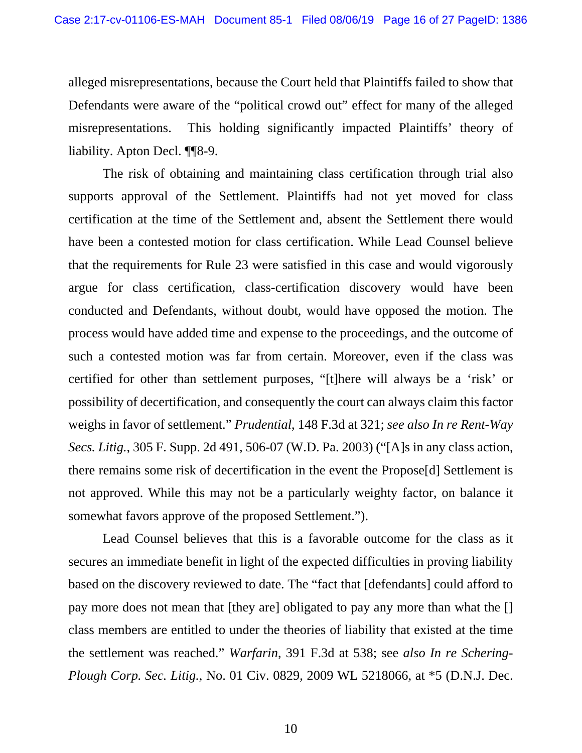alleged misrepresentations, because the Court held that Plaintiffs failed to show that Defendants were aware of the "political crowd out" effect for many of the alleged misrepresentations. This holding significantly impacted Plaintiffs' theory of liability. Apton Decl. ¶¶8-9.

The risk of obtaining and maintaining class certification through trial also supports approval of the Settlement. Plaintiffs had not yet moved for class certification at the time of the Settlement and, absent the Settlement there would have been a contested motion for class certification. While Lead Counsel believe that the requirements for Rule 23 were satisfied in this case and would vigorously argue for class certification, class-certification discovery would have been conducted and Defendants, without doubt, would have opposed the motion. The process would have added time and expense to the proceedings, and the outcome of such a contested motion was far from certain. Moreover, even if the class was certified for other than settlement purposes, "[t]here will always be a 'risk' or possibility of decertification, and consequently the court can always claim this factor weighs in favor of settlement." *Prudential*, 148 F.3d at 321; *see also In re Rent-Way Secs. Litig.*, 305 F. Supp. 2d 491, 506-07 (W.D. Pa. 2003) ("[A]s in any class action, there remains some risk of decertification in the event the Propose[d] Settlement is not approved. While this may not be a particularly weighty factor, on balance it somewhat favors approve of the proposed Settlement.").

Lead Counsel believes that this is a favorable outcome for the class as it secures an immediate benefit in light of the expected difficulties in proving liability based on the discovery reviewed to date. The "fact that [defendants] could afford to pay more does not mean that [they are] obligated to pay any more than what the [] class members are entitled to under the theories of liability that existed at the time the settlement was reached." *Warfarin*, 391 F.3d at 538; see *also In re Schering-Plough Corp. Sec. Litig.*, No. 01 Civ. 0829, 2009 WL 5218066, at *5 (D.N.J. Dec.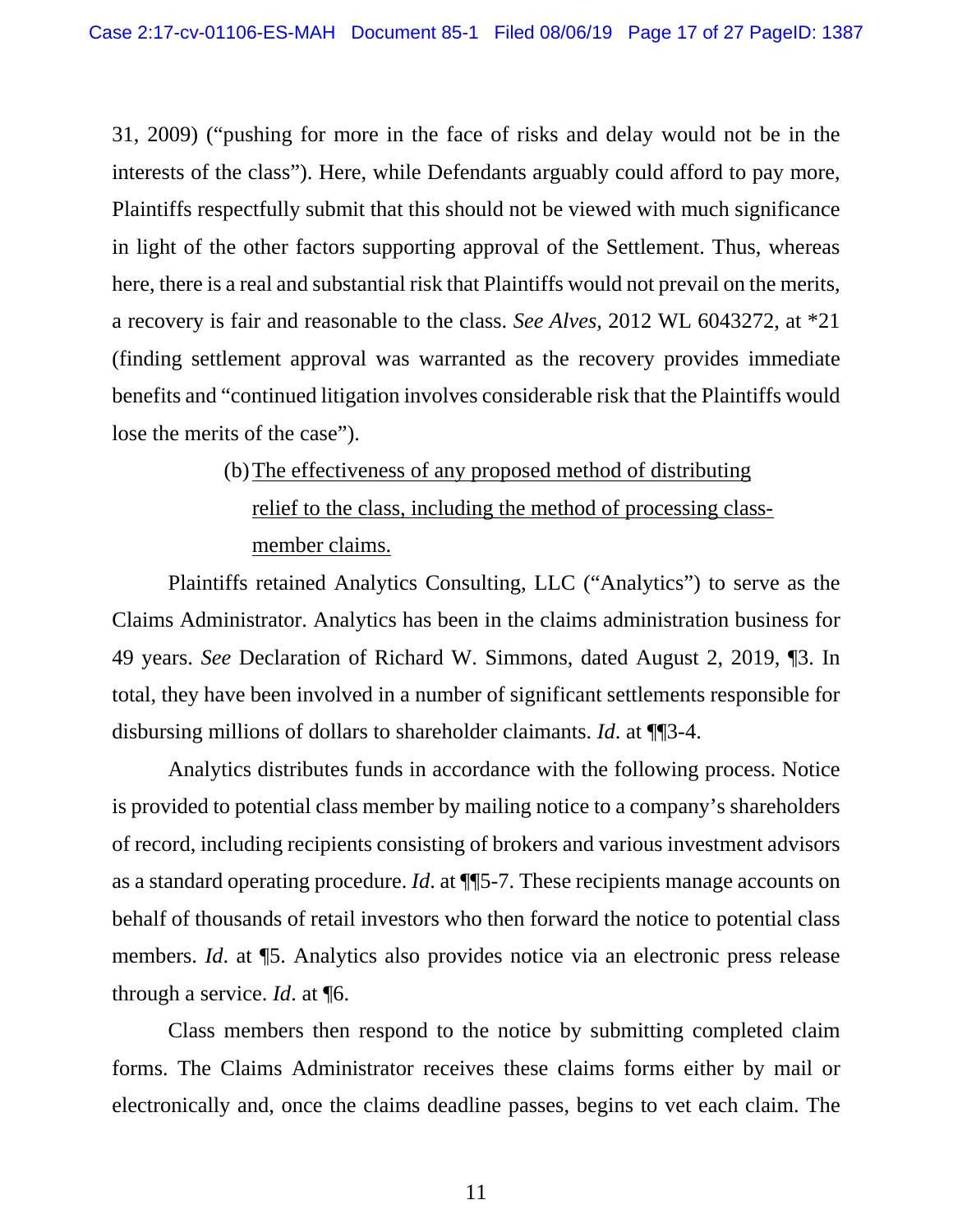31, 2009) ("pushing for more in the face of risks and delay would not be in the interests of the class"). Here, while Defendants arguably could afford to pay more, Plaintiffs respectfully submit that this should not be viewed with much significance in light of the other factors supporting approval of the Settlement. Thus, whereas here, there is a real and substantial risk that Plaintiffs would not prevail on the merits, a recovery is fair and reasonable to the class. *See Alves*, 2012 WL 6043272, at *21 (finding settlement approval was warranted as the recovery provides immediate benefits and "continued litigation involves considerable risk that the Plaintiffs would lose the merits of the case").

(b) <u>The effectiveness of any proposed method of distributing relief to the class, including the method of processing class-member claims.</u>

Plaintiffs retained Analytics Consulting, LLC ("Analytics") to serve as the Claims Administrator. Analytics has been in the claims administration business for 49 years. *See* Declaration of Richard W. Simmons, dated August 2, 2019, ¶3. In total, they have been involved in a number of significant settlements responsible for disbursing millions of dollars to shareholder claimants. *Id*. at ¶¶3-4.

Analytics distributes funds in accordance with the following process. Notice is provided to potential class member by mailing notice to a company's shareholders of record, including recipients consisting of brokers and various investment advisors as a standard operating procedure. *Id*. at ¶¶5-7. These recipients manage accounts on behalf of thousands of retail investors who then forward the notice to potential class members. *Id*. at ¶5. Analytics also provides notice via an electronic press release through a service. *Id*. at ¶6.

Class members then respond to the notice by submitting completed claim forms. The Claims Administrator receives these claims forms either by mail or electronically and, once the claims deadline passes, begins to vet each claim. The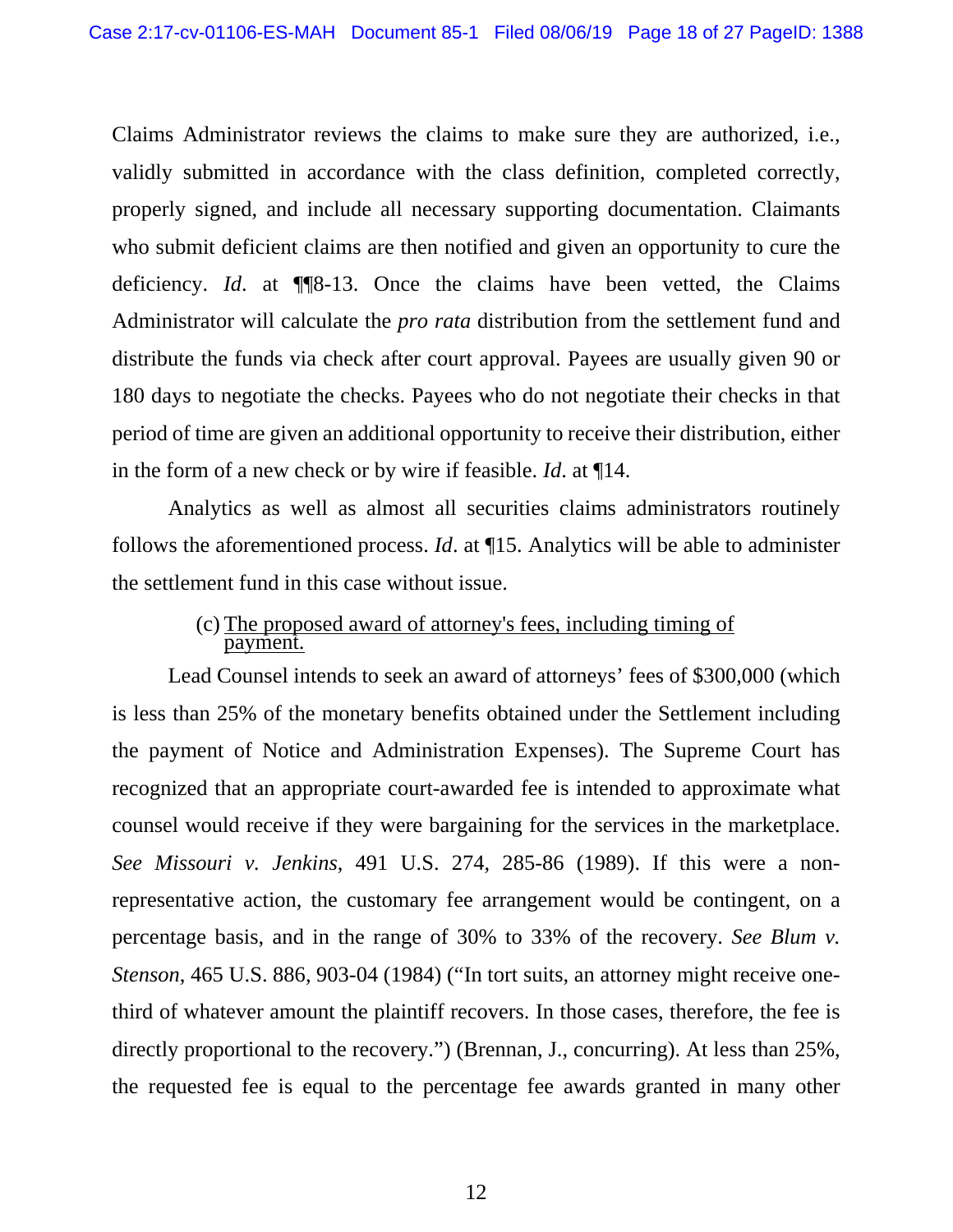Claims Administrator reviews the claims to make sure they are authorized, i.e., validly submitted in accordance with the class definition, completed correctly, properly signed, and include all necessary supporting documentation. Claimants who submit deficient claims are then notified and given an opportunity to cure the deficiency. *Id*. at ¶¶8-13. Once the claims have been vetted, the Claims Administrator will calculate the *pro rata* distribution from the settlement fund and distribute the funds via check after court approval. Payees are usually given 90 or 180 days to negotiate the checks. Payees who do not negotiate their checks in that period of time are given an additional opportunity to receive their distribution, either in the form of a new check or by wire if feasible. *Id*. at ¶14.

Analytics as well as almost all securities claims administrators routinely follows the aforementioned process. *Id*. at ¶15. Analytics will be able to administer the settlement fund in this case without issue.

(c) The proposed award of attorney's fees, including timing of payment.

Lead Counsel intends to seek an award of attorneys' fees of $300,000 (which is less than 25% of the monetary benefits obtained under the Settlement including the payment of Notice and Administration Expenses). The Supreme Court has recognized that an appropriate court-awarded fee is intended to approximate what counsel would receive if they were bargaining for the services in the marketplace. *See Missouri v. Jenkins*, 491 U.S. 274, 285-86 (1989). If this were a non-representative action, the customary fee arrangement would be contingent, on a percentage basis, and in the range of 30% to 33% of the recovery. *See Blum v. Stenson*, 465 U.S. 886, 903-04 (1984) ("In tort suits, an attorney might receive one-third of whatever amount the plaintiff recovers. In those cases, therefore, the fee is directly proportional to the recovery.") (Brennan, J., concurring). At less than 25%, the requested fee is equal to the percentage fee awards granted in many other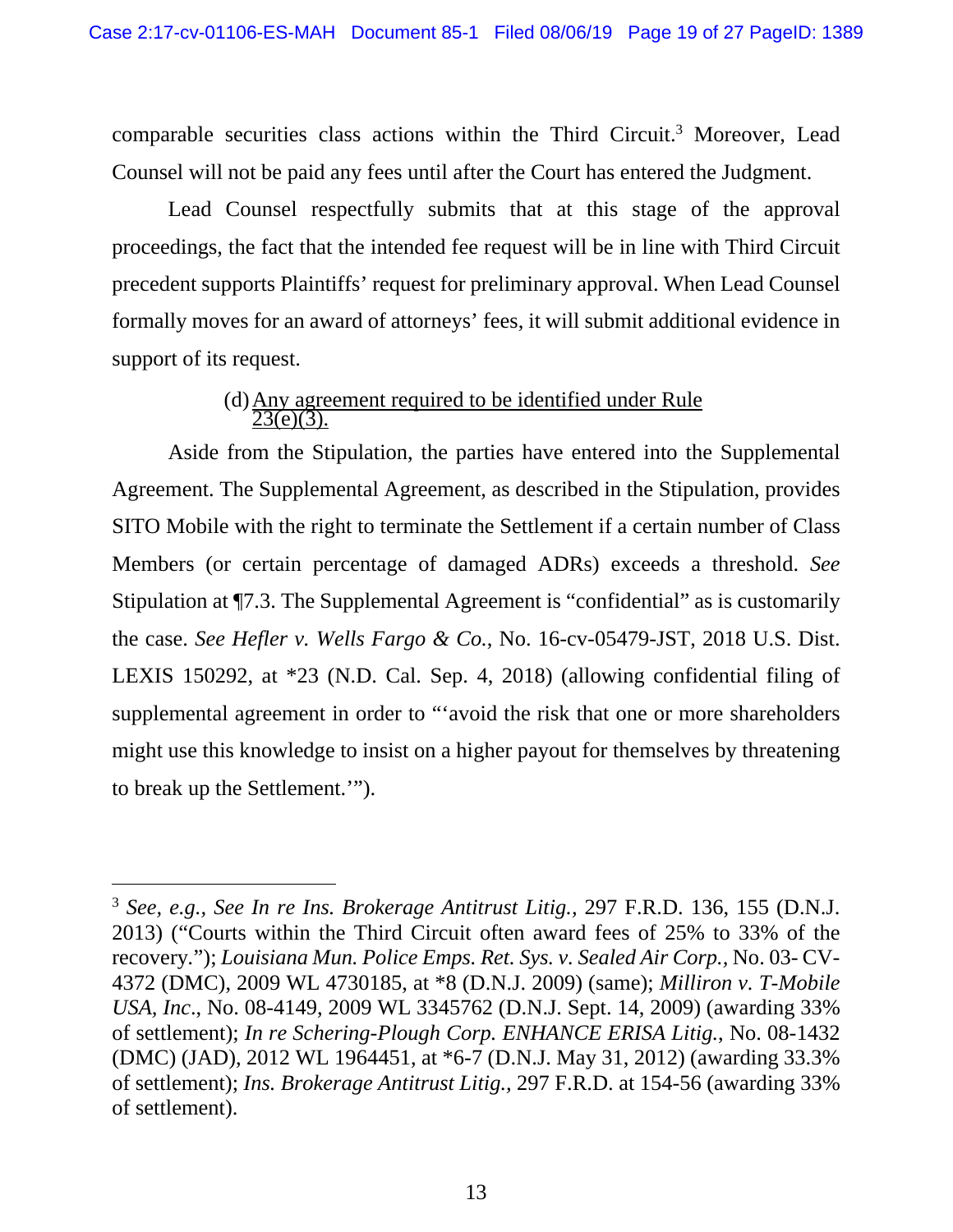comparable securities class actions within the Third Circuit.[3] Moreover, Lead Counsel will not be paid any fees until after the Court has entered the Judgment.

Lead Counsel respectfully submits that at this stage of the approval proceedings, the fact that the intended fee request will be in line with Third Circuit precedent supports Plaintiffs' request for preliminary approval. When Lead Counsel formally moves for an award of attorneys' fees, it will submit additional evidence in support of its request.

(d) Any agreement required to be identified under Rule 23(e)(3).

Aside from the Stipulation, the parties have entered into the Supplemental Agreement. The Supplemental Agreement, as described in the Stipulation, provides SITO Mobile with the right to terminate the Settlement if a certain number of Class Members (or certain percentage of damaged ADRs) exceeds a threshold. *See* Stipulation at ¶7.3. The Supplemental Agreement is "confidential" as is customarily the case. *See Hefler v. Wells Fargo & Co.*, No. 16-cv-05479-JST, 2018 U.S. Dist. LEXIS 150292, at *23 (N.D. Cal. Sep. 4, 2018) (allowing confidential filing of supplemental agreement in order to "'avoid the risk that one or more shareholders might use this knowledge to insist on a higher payout for themselves by threatening to break up the Settlement.'").

---

[3] *See, e.g., See In re Ins. Brokerage Antitrust Litig.*, 297 F.R.D. 136, 155 (D.N.J. 2013) ("Courts within the Third Circuit often award fees of 25% to 33% of the recovery."); *Louisiana Mun. Police Emps. Ret. Sys. v. Sealed Air Corp.*, No. 03- CV-4372 (DMC), 2009 WL 4730185, at *8 (D.N.J. 2009) (same); *Milliron v. T-Mobile USA, Inc*., No. 08-4149, 2009 WL 3345762 (D.N.J. Sept. 14, 2009) (awarding 33% of settlement); *In re Schering-Plough Corp. ENHANCE ERISA Litig.*, No. 08-1432 (DMC) (JAD), 2012 WL 1964451, at *6-7 (D.N.J. May 31, 2012) (awarding 33.3% of settlement); *Ins. Brokerage Antitrust Litig.*, 297 F.R.D. at 154-56 (awarding 33% of settlement).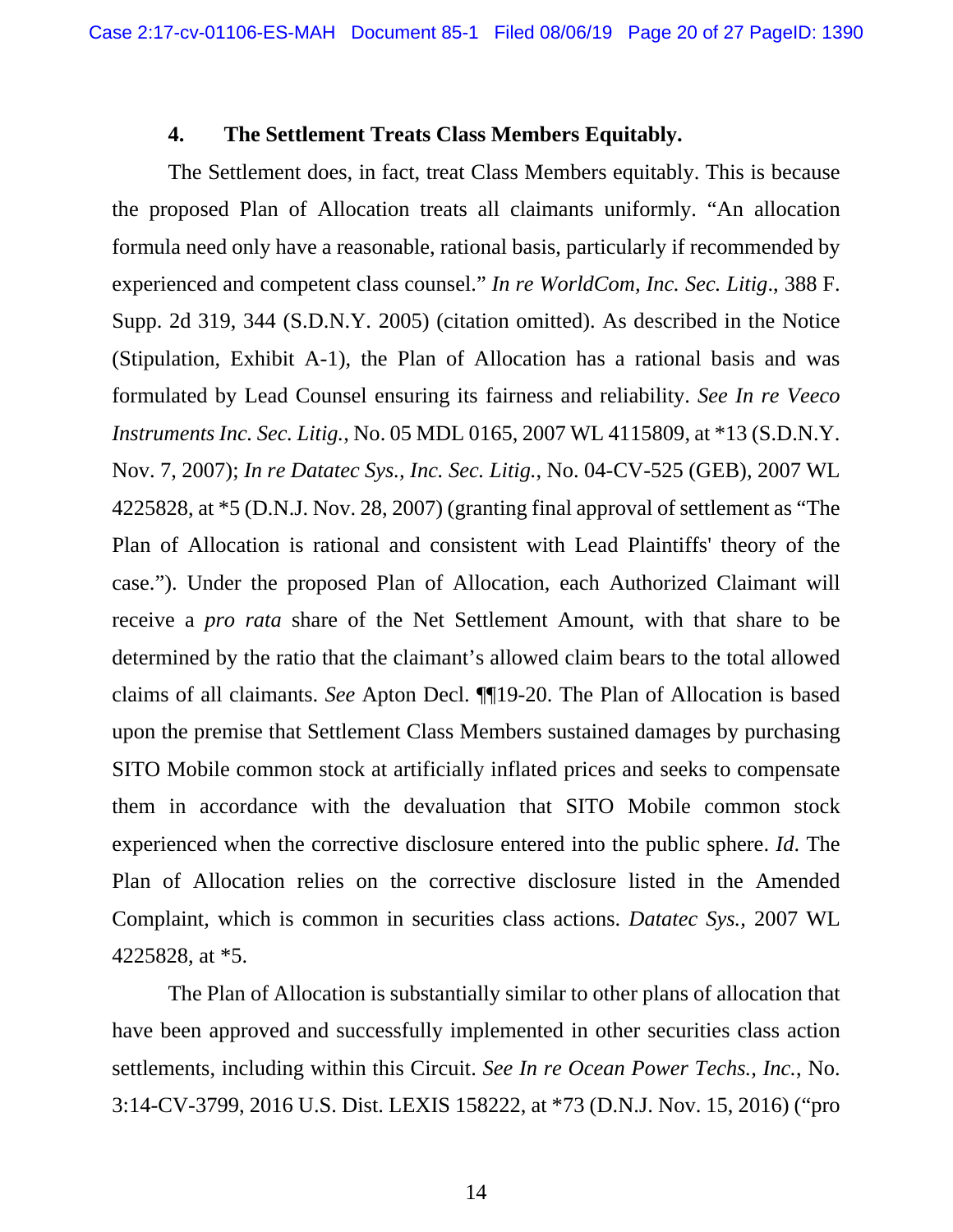### 4. The Settlement Treats Class Members Equitably.

The Settlement does, in fact, treat Class Members equitably. This is because the proposed Plan of Allocation treats all claimants uniformly. "An allocation formula need only have a reasonable, rational basis, particularly if recommended by experienced and competent class counsel." *In re WorldCom, Inc. Sec. Litig*., 388 F. Supp. 2d 319, 344 (S.D.N.Y. 2005) (citation omitted). As described in the Notice (Stipulation, Exhibit A-1), the Plan of Allocation has a rational basis and was formulated by Lead Counsel ensuring its fairness and reliability. *See In re Veeco Instruments Inc. Sec. Litig.*, No. 05 MDL 0165, 2007 WL 4115809, at *13 (S.D.N.Y. Nov. 7, 2007); *In re Datatec Sys., Inc. Sec. Litig.*, No. 04-CV-525 (GEB), 2007 WL 4225828, at *5 (D.N.J. Nov. 28, 2007) (granting final approval of settlement as "The Plan of Allocation is rational and consistent with Lead Plaintiffs' theory of the case."). Under the proposed Plan of Allocation, each Authorized Claimant will receive a *pro rata* share of the Net Settlement Amount, with that share to be determined by the ratio that the claimant's allowed claim bears to the total allowed claims of all claimants. *See* Apton Decl. ¶¶19-20. The Plan of Allocation is based upon the premise that Settlement Class Members sustained damages by purchasing SITO Mobile common stock at artificially inflated prices and seeks to compensate them in accordance with the devaluation that SITO Mobile common stock experienced when the corrective disclosure entered into the public sphere. *Id*. The Plan of Allocation relies on the corrective disclosure listed in the Amended Complaint, which is common in securities class actions. *Datatec Sys.*, 2007 WL 4225828, at *5.

The Plan of Allocation is substantially similar to other plans of allocation that have been approved and successfully implemented in other securities class action settlements, including within this Circuit. *See In re Ocean Power Techs., Inc.*, No. 3:14-CV-3799, 2016 U.S. Dist. LEXIS 158222, at *73 (D.N.J. Nov. 15, 2016) ("pro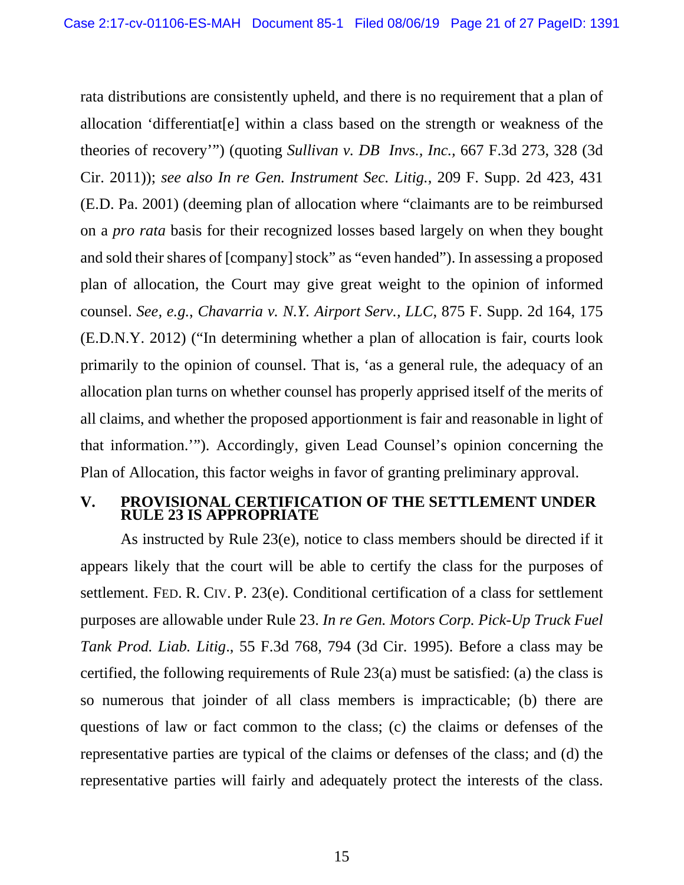rata distributions are consistently upheld, and there is no requirement that a plan of allocation 'differentiat[e] within a class based on the strength or weakness of the theories of recovery'") (quoting *Sullivan v. DB Invs., Inc.*, 667 F.3d 273, 328 (3d Cir. 2011)); *see also In re Gen. Instrument Sec. Litig.*, 209 F. Supp. 2d 423, 431 (E.D. Pa. 2001) (deeming plan of allocation where "claimants are to be reimbursed on a *pro rata* basis for their recognized losses based largely on when they bought and sold their shares of [company] stock" as "even handed"). In assessing a proposed plan of allocation, the Court may give great weight to the opinion of informed counsel. *See, e.g.*, *Chavarria v. N.Y. Airport Serv., LLC*, 875 F. Supp. 2d 164, 175 (E.D.N.Y. 2012) ("In determining whether a plan of allocation is fair, courts look primarily to the opinion of counsel. That is, 'as a general rule, the adequacy of an allocation plan turns on whether counsel has properly apprised itself of the merits of all claims, and whether the proposed apportionment is fair and reasonable in light of that information.'"). Accordingly, given Lead Counsel's opinion concerning the Plan of Allocation, this factor weighs in favor of granting preliminary approval.

## V. PROVISIONAL CERTIFICATION OF THE SETTLEMENT UNDER RULE 23 IS APPROPRIATE

As instructed by Rule 23(e), notice to class members should be directed if it appears likely that the court will be able to certify the class for the purposes of settlement. FED. R. CIV. P. 23(e). Conditional certification of a class for settlement purposes are allowable under Rule 23. *In re Gen. Motors Corp. Pick-Up Truck Fuel Tank Prod. Liab. Litig*., 55 F.3d 768, 794 (3d Cir. 1995). Before a class may be certified, the following requirements of Rule 23(a) must be satisfied: (a) the class is so numerous that joinder of all class members is impracticable; (b) there are questions of law or fact common to the class; (c) the claims or defenses of the representative parties are typical of the claims or defenses of the class; and (d) the representative parties will fairly and adequately protect the interests of the class.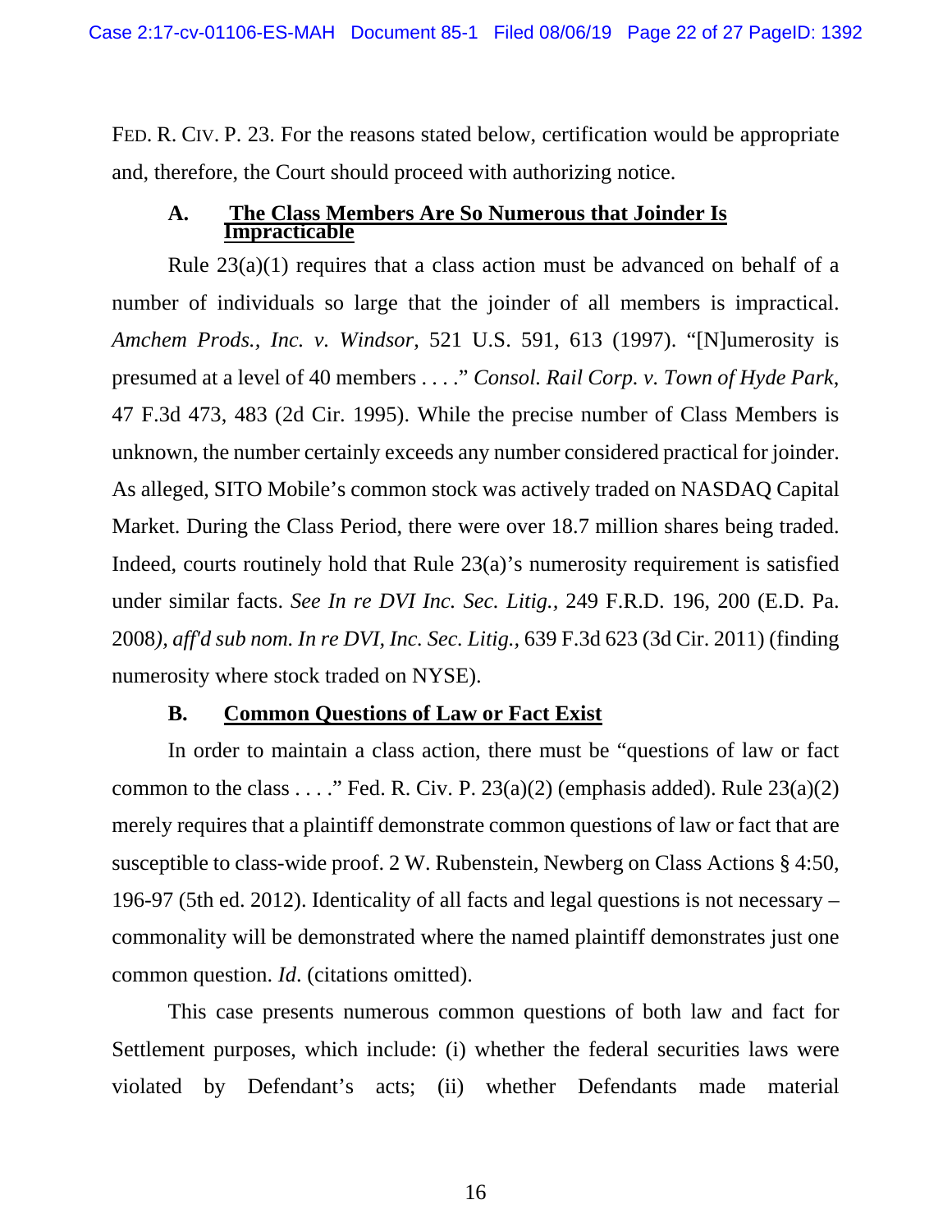FED. R. CIV. P. 23. For the reasons stated below, certification would be appropriate and, therefore, the Court should proceed with authorizing notice.

### A. The Class Members Are So Numerous that Joinder Is Impracticable

Rule 23(a)(1) requires that a class action must be advanced on behalf of a number of individuals so large that the joinder of all members is impractical. *Amchem Prods., Inc. v. Windsor*, 521 U.S. 591, 613 (1997). "[N]umerosity is presumed at a level of 40 members . . . ." *Consol. Rail Corp. v. Town of Hyde Park*, 47 F.3d 473, 483 (2d Cir. 1995). While the precise number of Class Members is unknown, the number certainly exceeds any number considered practical for joinder. As alleged, SITO Mobile's common stock was actively traded on NASDAQ Capital Market. During the Class Period, there were over 18.7 million shares being traded. Indeed, courts routinely hold that Rule 23(a)'s numerosity requirement is satisfied under similar facts. *See In re DVI Inc. Sec. Litig.*, 249 F.R.D. 196, 200 (E.D. Pa. 2008*), aff'd sub nom. In re DVI, Inc. Sec. Litig.*, 639 F.3d 623 (3d Cir. 2011) (finding numerosity where stock traded on NYSE).

### B. Common Questions of Law or Fact Exist

In order to maintain a class action, there must be "questions of law or fact common to the class . . . ." Fed. R. Civ. P. 23(a)(2) (emphasis added). Rule 23(a)(2) merely requires that a plaintiff demonstrate common questions of law or fact that are susceptible to class-wide proof. 2 W. Rubenstein, Newberg on Class Actions § 4:50, 196-97 (5th ed. 2012). Identicality of all facts and legal questions is not necessary – commonality will be demonstrated where the named plaintiff demonstrates just one common question. *Id*. (citations omitted).

This case presents numerous common questions of both law and fact for Settlement purposes, which include: (i) whether the federal securities laws were violated by Defendant's acts; (ii) whether Defendants made material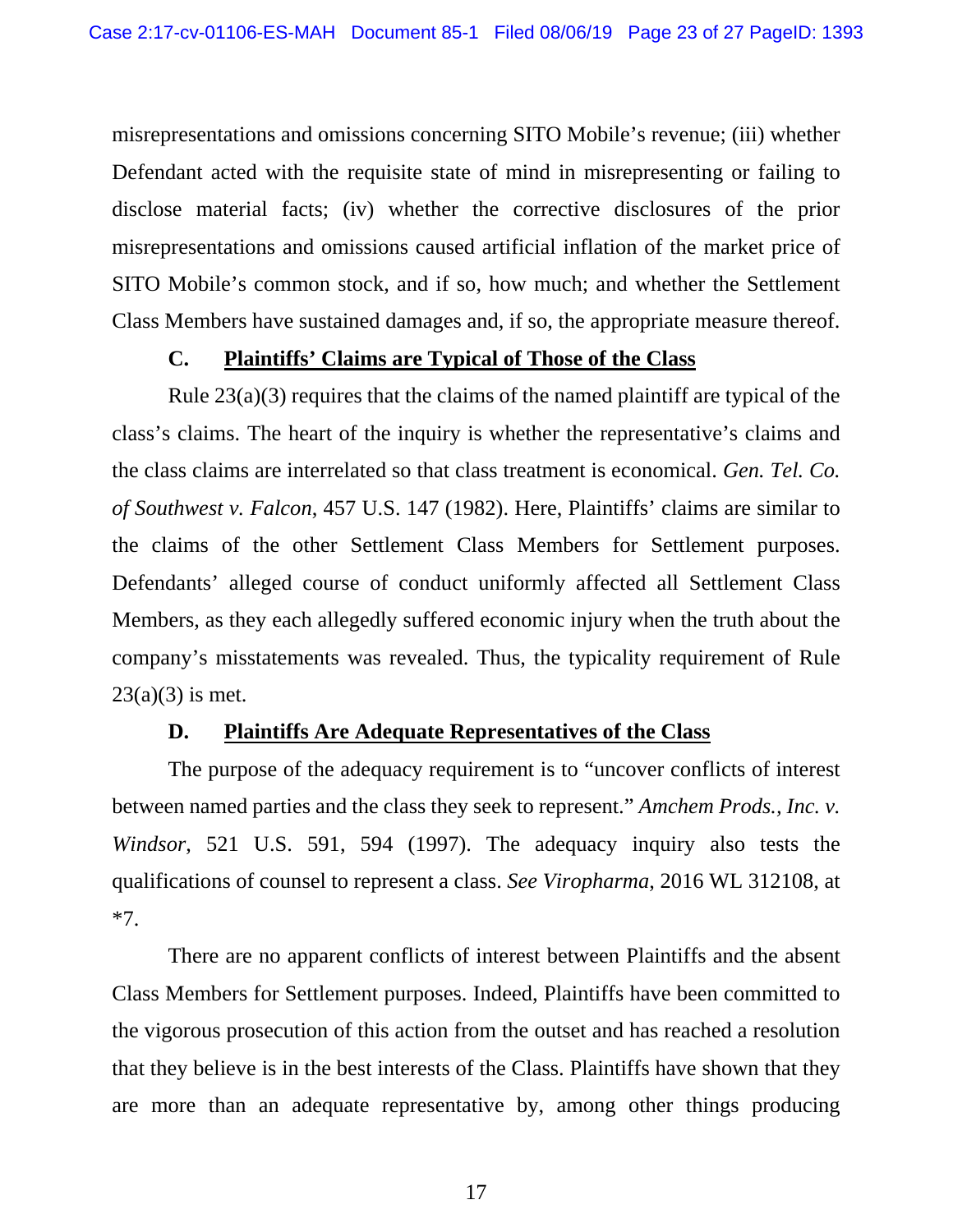misrepresentations and omissions concerning SITO Mobile's revenue; (iii) whether Defendant acted with the requisite state of mind in misrepresenting or failing to disclose material facts; (iv) whether the corrective disclosures of the prior misrepresentations and omissions caused artificial inflation of the market price of SITO Mobile's common stock, and if so, how much; and whether the Settlement Class Members have sustained damages and, if so, the appropriate measure thereof.

### C. <u>Plaintiffs' Claims are Typical of Those of the Class</u>

Rule 23(a)(3) requires that the claims of the named plaintiff are typical of the class's claims. The heart of the inquiry is whether the representative's claims and the class claims are interrelated so that class treatment is economical. *Gen. Tel. Co. of Southwest v. Falcon*, 457 U.S. 147 (1982). Here, Plaintiffs' claims are similar to the claims of the other Settlement Class Members for Settlement purposes. Defendants' alleged course of conduct uniformly affected all Settlement Class Members, as they each allegedly suffered economic injury when the truth about the company's misstatements was revealed. Thus, the typicality requirement of Rule 23(a)(3) is met.

### D. <u>Plaintiffs Are Adequate Representatives of the Class</u>

The purpose of the adequacy requirement is to "uncover conflicts of interest between named parties and the class they seek to represent." *Amchem Prods., Inc. v. Windsor*, 521 U.S. 591, 594 (1997). The adequacy inquiry also tests the qualifications of counsel to represent a class. *See Viropharma*, 2016 WL 312108, at *7.

There are no apparent conflicts of interest between Plaintiffs and the absent Class Members for Settlement purposes. Indeed, Plaintiffs have been committed to the vigorous prosecution of this action from the outset and has reached a resolution that they believe is in the best interests of the Class. Plaintiffs have shown that they are more than an adequate representative by, among other things producing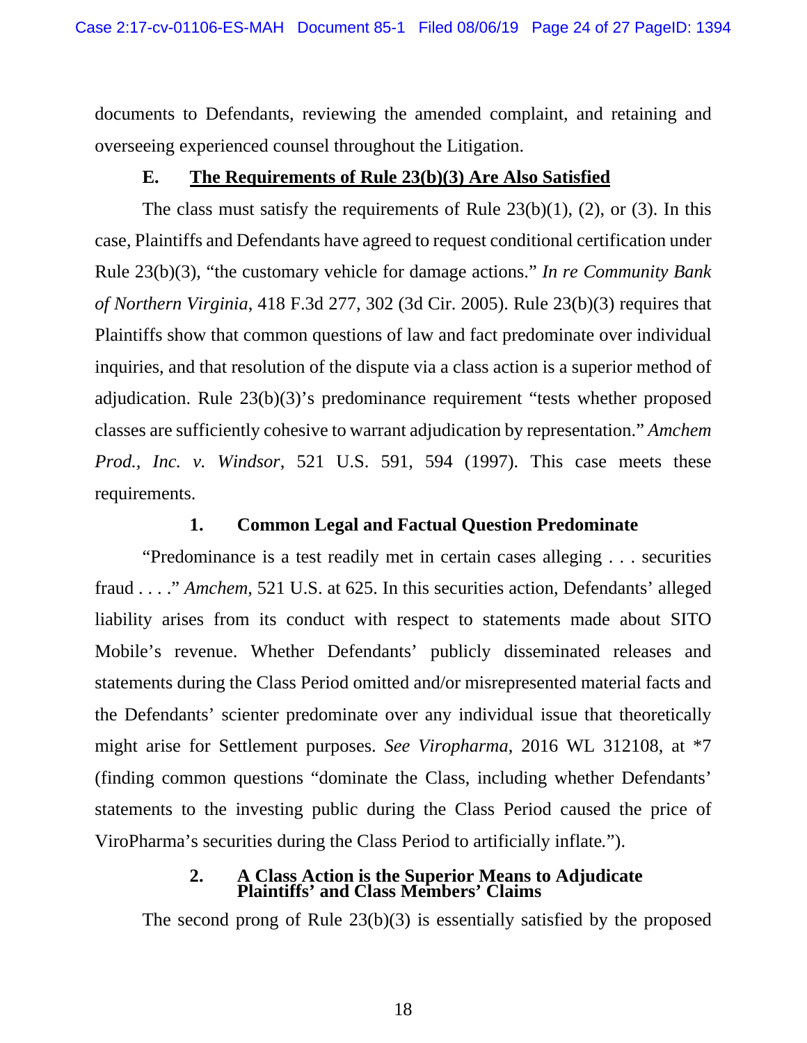documents to Defendants, reviewing the amended complaint, and retaining and overseeing experienced counsel throughout the Litigation.

### E. <u>The Requirements of Rule 23(b)(3) Are Also Satisfied</u>

The class must satisfy the requirements of Rule 23(b)(1), (2), or (3). In this case, Plaintiffs and Defendants have agreed to request conditional certification under Rule 23(b)(3), "the customary vehicle for damage actions." *In re Community Bank of Northern Virginia*, 418 F.3d 277, 302 (3d Cir. 2005). Rule 23(b)(3) requires that Plaintiffs show that common questions of law and fact predominate over individual inquiries, and that resolution of the dispute via a class action is a superior method of adjudication. Rule 23(b)(3)'s predominance requirement "tests whether proposed classes are sufficiently cohesive to warrant adjudication by representation." *Amchem Prod., Inc. v. Windsor*, 521 U.S. 591, 594 (1997). This case meets these requirements.

#### 1. Common Legal and Factual Question Predominate

"Predominance is a test readily met in certain cases alleging . . . securities fraud . . . ." *Amchem,* 521 U.S. at 625. In this securities action, Defendants' alleged liability arises from its conduct with respect to statements made about SITO Mobile's revenue. Whether Defendants' publicly disseminated releases and statements during the Class Period omitted and/or misrepresented material facts and the Defendants' scienter predominate over any individual issue that theoretically might arise for Settlement purposes. *See Viropharma*, 2016 WL 312108, at *7 (finding common questions "dominate the Class, including whether Defendants' statements to the investing public during the Class Period caused the price of ViroPharma's securities during the Class Period to artificially inflate.").

#### 2. A Class Action is the Superior Means to Adjudicate Plaintiffs' and Class Members' Claims

The second prong of Rule 23(b)(3) is essentially satisfied by the proposed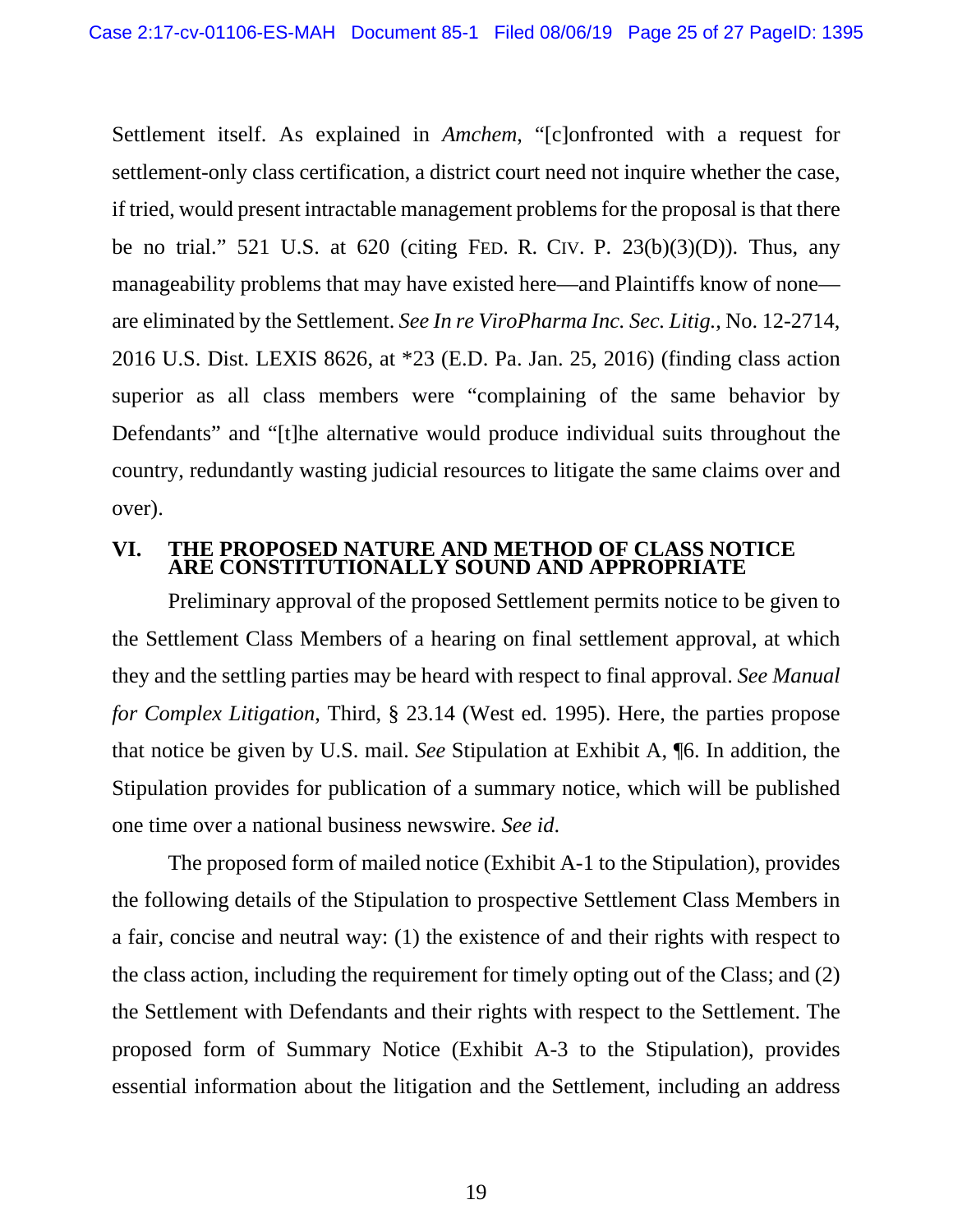Settlement itself. As explained in *Amchem*, "[c]onfronted with a request for settlement-only class certification, a district court need not inquire whether the case, if tried, would present intractable management problems for the proposal is that there be no trial." 521 U.S. at 620 (citing FED. R. CIV. P. 23(b)(3)(D)). Thus, any manageability problems that may have existed here—and Plaintiffs know of none—are eliminated by the Settlement. *See In re ViroPharma Inc. Sec. Litig.*, No. 12-2714, 2016 U.S. Dist. LEXIS 8626, at *23 (E.D. Pa. Jan. 25, 2016) (finding class action superior as all class members were "complaining of the same behavior by Defendants" and "[t]he alternative would produce individual suits throughout the country, redundantly wasting judicial resources to litigate the same claims over and over).

## VI. THE PROPOSED NATURE AND METHOD OF CLASS NOTICE ARE CONSTITUTIONALLY SOUND AND APPROPRIATE

Preliminary approval of the proposed Settlement permits notice to be given to the Settlement Class Members of a hearing on final settlement approval, at which they and the settling parties may be heard with respect to final approval. *See Manual for Complex Litigation*, Third, § 23.14 (West ed. 1995). Here, the parties propose that notice be given by U.S. mail. *See* Stipulation at Exhibit A, ¶6. In addition, the Stipulation provides for publication of a summary notice, which will be published one time over a national business newswire. *See id.*

The proposed form of mailed notice (Exhibit A-1 to the Stipulation), provides the following details of the Stipulation to prospective Settlement Class Members in a fair, concise and neutral way: (1) the existence of and their rights with respect to the class action, including the requirement for timely opting out of the Class; and (2) the Settlement with Defendants and their rights with respect to the Settlement. The proposed form of Summary Notice (Exhibit A-3 to the Stipulation), provides essential information about the litigation and the Settlement, including an address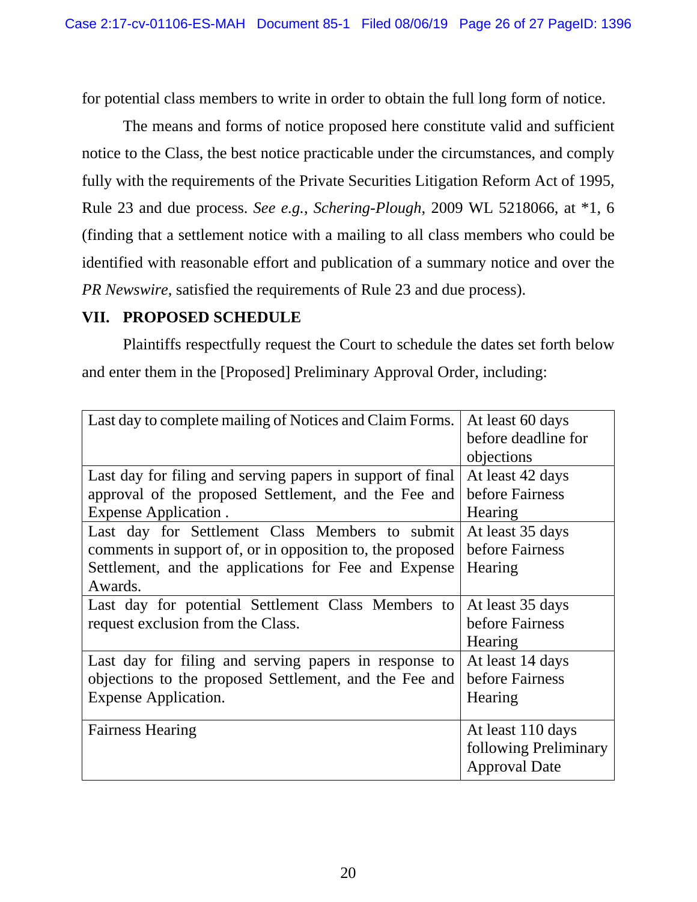for potential class members to write in order to obtain the full long form of notice.

The means and forms of notice proposed here constitute valid and sufficient notice to the Class, the best notice practicable under the circumstances, and comply fully with the requirements of the Private Securities Litigation Reform Act of 1995, Rule 23 and due process. *See e.g.*, *Schering-Plough*, 2009 WL 5218066, at *1, 6 (finding that a settlement notice with a mailing to all class members who could be identified with reasonable effort and publication of a summary notice and over the *PR Newswire*, satisfied the requirements of Rule 23 and due process).

## VII. PROPOSED SCHEDULE

Plaintiffs respectfully request the Court to schedule the dates set forth below and enter them in the [Proposed] Preliminary Approval Order, including:

| | |
|---|---|
| Last day to complete mailing of Notices and Claim Forms. | At least 60 days before deadline for objections |
| Last day for filing and serving papers in support of final approval of the proposed Settlement, and the Fee and Expense Application . | At least 42 days before Fairness Hearing |
| Last day for Settlement Class Members to submit comments in support of, or in opposition to, the proposed Settlement, and the applications for Fee and Expense Awards. | At least 35 days before Fairness Hearing |
| Last day for potential Settlement Class Members to request exclusion from the Class. | At least 35 days before Fairness Hearing |
| Last day for filing and serving papers in response to objections to the proposed Settlement, and the Fee and Expense Application. | At least 14 days before Fairness Hearing |
| Fairness Hearing | At least 110 days following Preliminary Approval Date |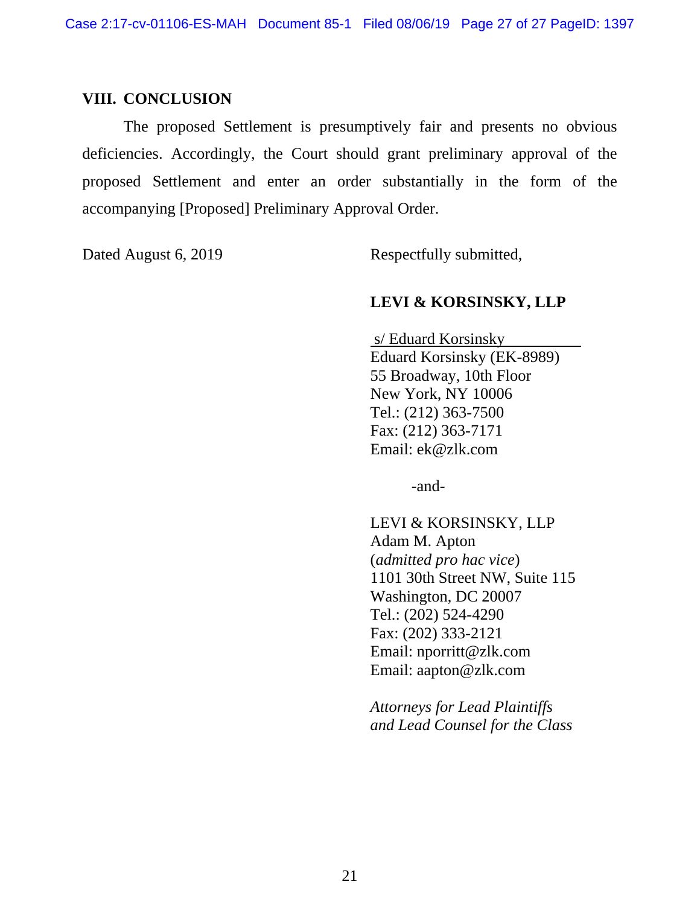## VIII. CONCLUSION

The proposed Settlement is presumptively fair and presents no obvious deficiencies. Accordingly, the Court should grant preliminary approval of the proposed Settlement and enter an order substantially in the form of the accompanying [Proposed] Preliminary Approval Order.

Dated August 6, 2019

Respectfully submitted,

**LEVI & KORSINSKY, LLP**

s/ Eduard Korsinsky
Eduard Korsinsky (EK-8989)
55 Broadway, 10th Floor
New York, NY 10006
Tel.: (212) 363-7500
Fax: (212) 363-7171
Email: ek@zlk.com

-and-

LEVI & KORSINSKY, LLP
Adam M. Apton
(*admitted pro hac vice*)
1101 30th Street NW, Suite 115
Washington, DC 20007
Tel.: (202) 524-4290
Fax: (202) 333-2121
Email: nporritt@zlk.com
Email: aapton@zlk.com

*Attorneys for Lead Plaintiffs and Lead Counsel for the Class*